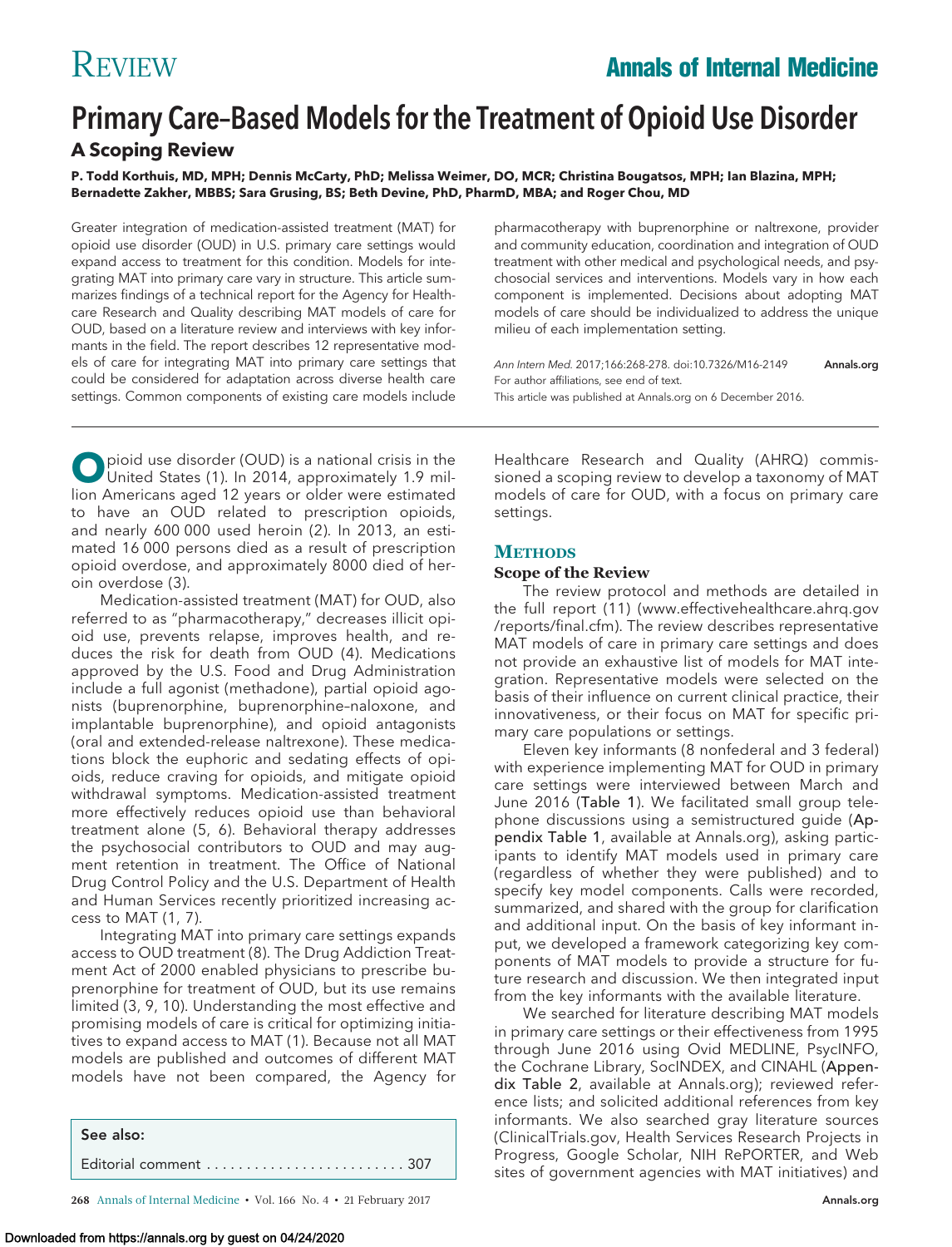REVIEW

# Primary Care–Based Models for the Treatment of Opioid Use Disorder

## A Scoping Review

**P. Todd Korthuis, MD, MPH; Dennis McCarty, PhD; Melissa Weimer, DO, MCR; Christina Bougatsos, MPH; Ian Blazina, MPH; Bernadette Zakher, MBBS; Sara Grusing, BS; Beth Devine, PhD, PharmD, MBA; and Roger Chou, MD**

Greater integration of medication-assisted treatment (MAT) for opioid use disorder (OUD) in U.S. primary care settings would expand access to treatment for this condition. Models for integrating MAT into primary care vary in structure. This article summarizes findings of a technical report for the Agency for Healthcare Research and Quality describing MAT models of care for OUD, based on a literature review and interviews with key informants in the field. The report describes 12 representative models of care for integrating MAT into primary care settings that could be considered for adaptation across diverse health care settings. Common components of existing care models include pharmacotherapy with buprenorphine or naltrexone, provider and community education, coordination and integration of OUD treatment with other medical and psychological needs, and psychosocial services and interventions. Models vary in how each component is implemented. Decisions about adopting MAT models of care should be individualized to address the unique milieu of each implementation setting.

*Ann Intern Med.* 2017;166:268-278. doi:10.7326/M16-2149 **Annals.org**
For author affiliations, see end of text.
This article was published at Annals.org on 6 December 2016.

---

Opioid use disorder (OUD) is a national crisis in the United States (1). In 2014, approximately 1.9 million Americans aged 12 years or older were estimated to have an OUD related to prescription opioids, and nearly 600 000 used heroin (2). In 2013, an estimated 16 000 persons died as a result of prescription opioid overdose, and approximately 8000 died of heroin overdose (3).

Medication-assisted treatment (MAT) for OUD, also referred to as "pharmacotherapy," decreases illicit opioid use, prevents relapse, improves health, and reduces the risk for death from OUD (4). Medications approved by the U.S. Food and Drug Administration include a full agonist (methadone), partial opioid agonists (buprenorphine, buprenorphine–naloxone, and implantable buprenorphine), and opioid antagonists (oral and extended-release naltrexone). These medications block the euphoric and sedating effects of opioids, reduce craving for opioids, and mitigate opioid withdrawal symptoms. Medication-assisted treatment more effectively reduces opioid use than behavioral treatment alone (5, 6). Behavioral therapy addresses the psychosocial contributors to OUD and may augment retention in treatment. The Office of National Drug Control Policy and the U.S. Department of Health and Human Services recently prioritized increasing access to MAT (1, 7).

Integrating MAT into primary care settings expands access to OUD treatment (8). The Drug Addiction Treatment Act of 2000 enabled physicians to prescribe buprenorphine for treatment of OUD, but its use remains limited (3, 9, 10). Understanding the most effective and promising models of care is critical for optimizing initiatives to expand access to MAT (1). Because not all MAT models are published and outcomes of different MAT models have not been compared, the Agency for Healthcare Research and Quality (AHRQ) commissioned a scoping review to develop a taxonomy of MAT models of care for OUD, with a focus on primary care settings.

| See also: |
|---|
| Editorial comment . . . . . . . . . . . . . . . . . . . . . . . . . 307 |

## METHODS

### Scope of the Review

The review protocol and methods are detailed in the full report (11) (www.effectivehealthcare.ahrq.gov/reports/final.cfm). The review describes representative MAT models of care in primary care settings and does not provide an exhaustive list of models for MAT integration. Representative models were selected on the basis of their influence on current clinical practice, their innovativeness, or their focus on MAT for specific primary care populations or settings.

Eleven key informants (8 nonfederal and 3 federal) with experience implementing MAT for OUD in primary care settings were interviewed between March and June 2016 (Table 1). We facilitated small group telephone discussions using a semistructured guide (Appendix Table 1, available at Annals.org), asking participants to identify MAT models used in primary care (regardless of whether they were published) and to specify key model components. Calls were recorded, summarized, and shared with the group for clarification and additional input. On the basis of key informant input, we developed a framework categorizing key components of MAT models to provide a structure for future research and discussion. We then integrated input from the key informants with the available literature.

We searched for literature describing MAT models in primary care settings or their effectiveness from 1995 through June 2016 using Ovid MEDLINE, PsycINFO, the Cochrane Library, SocINDEX, and CINAHL (Appendix Table 2, available at Annals.org); reviewed reference lists; and solicited additional references from key informants. We also searched gray literature sources (ClinicalTrials.gov, Health Services Research Projects in Progress, Google Scholar, NIH RePORTER, and Web sites of government agencies with MAT initiatives) and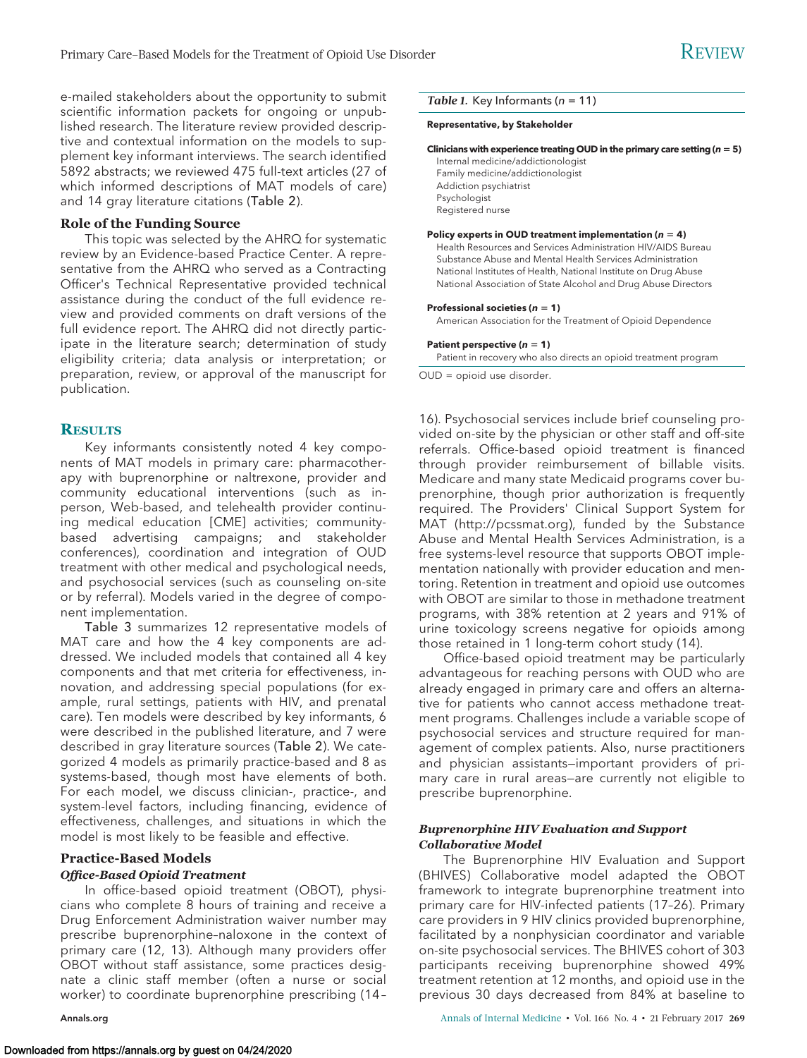e-mailed stakeholders about the opportunity to submit scientific information packets for ongoing or unpublished research. The literature review provided descriptive and contextual information on the models to supplement key informant interviews. The search identified 5892 abstracts; we reviewed 475 full-text articles (27 of which informed descriptions of MAT models of care) and 14 gray literature citations (Table 2).

### Role of the Funding Source

This topic was selected by the AHRQ for systematic review by an Evidence-based Practice Center. A representative from the AHRQ who served as a Contracting Officer's Technical Representative provided technical assistance during the conduct of the full evidence review and provided comments on draft versions of the full evidence report. The AHRQ did not directly participate in the literature search; determination of study eligibility criteria; data analysis or interpretation; or preparation, review, or approval of the manuscript for publication.

*Table 1.* Key Informants (*n* = 11)

| Representative, by Stakeholder |
|---|
| **Clinicians with experience treating OUD in the primary care setting (*n* = 5)** |
| Internal medicine/addictionologist |
| Family medicine/addictionologist |
| Addiction psychiatrist |
| Psychologist |
| Registered nurse |
| **Policy experts in OUD treatment implementation (*n* = 4)** |
| Health Resources and Services Administration HIV/AIDS Bureau |
| Substance Abuse and Mental Health Services Administration |
| National Institutes of Health, National Institute on Drug Abuse |
| National Association of State Alcohol and Drug Abuse Directors |
| **Professional societies (*n* = 1)** |
| American Association for the Treatment of Opioid Dependence |
| **Patient perspective (*n* = 1)** |
| Patient in recovery who also directs an opioid treatment program |

OUD = opioid use disorder.

## Results

Key informants consistently noted 4 key components of MAT models in primary care: pharmacotherapy with buprenorphine or naltrexone, provider and community educational interventions (such as in-person, Web-based, and telehealth provider continuing medical education [CME] activities; community-based advertising campaigns; and stakeholder conferences), coordination and integration of OUD treatment with other medical and psychological needs, and psychosocial services (such as counseling on-site or by referral). Models varied in the degree of component implementation.

Table 3 summarizes 12 representative models of MAT care and how the 4 key components are addressed. We included models that contained all 4 key components and that met criteria for effectiveness, innovation, and addressing special populations (for example, rural settings, patients with HIV, and prenatal care). Ten models were described by key informants, 6 were described in the published literature, and 7 were described in gray literature sources (Table 2). We categorized 4 models as primarily practice-based and 8 as systems-based, though most have elements of both. For each model, we discuss clinician-, practice-, and system-level factors, including financing, evidence of effectiveness, challenges, and situations in which the model is most likely to be feasible and effective.

### Practice-Based Models

#### *Office-Based Opioid Treatment*

In office-based opioid treatment (OBOT), physicians who complete 8 hours of training and receive a Drug Enforcement Administration waiver number may prescribe buprenorphine–naloxone in the context of primary care (12, 13). Although many providers offer OBOT without staff assistance, some practices designate a clinic staff member (often a nurse or social worker) to coordinate buprenorphine prescribing (14–16). Psychosocial services include brief counseling provided on-site by the physician or other staff and off-site referrals. Office-based opioid treatment is financed through provider reimbursement of billable visits. Medicare and many state Medicaid programs cover buprenorphine, though prior authorization is frequently required. The Providers' Clinical Support System for MAT (http://pcssmat.org), funded by the Substance Abuse and Mental Health Services Administration, is a free systems-level resource that supports OBOT implementation nationally with provider education and mentoring. Retention in treatment and opioid use outcomes with OBOT are similar to those in methadone treatment programs, with 38% retention at 2 years and 91% of urine toxicology screens negative for opioids among those retained in 1 long-term cohort study (14).

Office-based opioid treatment may be particularly advantageous for reaching persons with OUD who are already engaged in primary care and offers an alternative for patients who cannot access methadone treatment programs. Challenges include a variable scope of psychosocial services and structure required for management of complex patients. Also, nurse practitioners and physician assistants—important providers of primary care in rural areas—are currently not eligible to prescribe buprenorphine.

#### *Buprenorphine HIV Evaluation and Support Collaborative Model*

The Buprenorphine HIV Evaluation and Support (BHIVES) Collaborative model adapted the OBOT framework to integrate buprenorphine treatment into primary care for HIV-infected patients (17–26). Primary care providers in 9 HIV clinics provided buprenorphine, facilitated by a nonphysician coordinator and variable on-site psychosocial services. The BHIVES cohort of 303 participants receiving buprenorphine showed 49% treatment retention at 12 months, and opioid use in the previous 30 days decreased from 84% at baseline to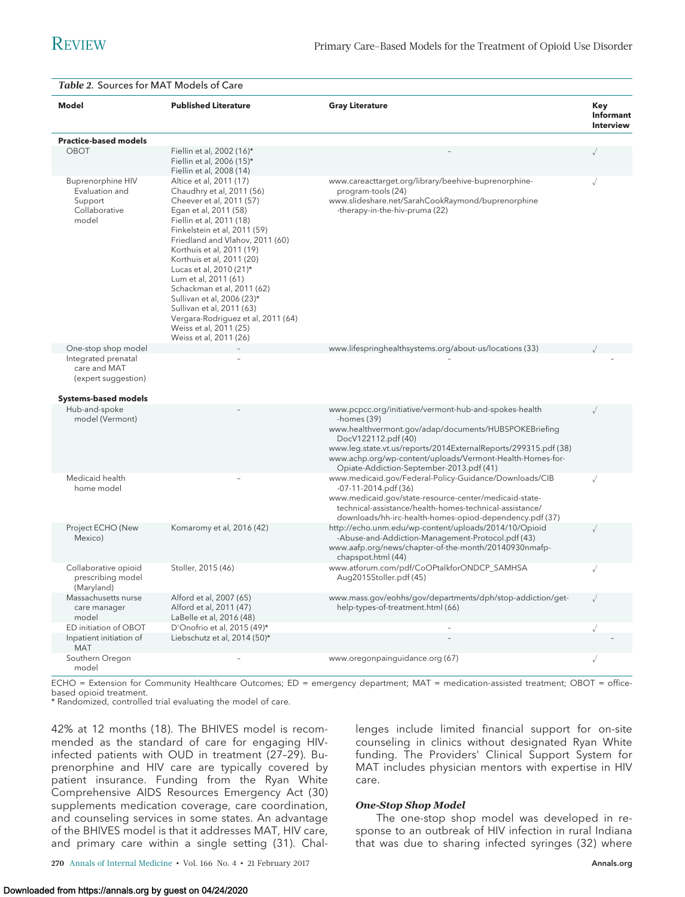*Table 2.* Sources for MAT Models of Care

| Model | Published Literature | Gray Literature | Key Informant Interview |
|---|---|---|---|
| **Practice-based models** | | | |
| OBOT | Fiellin et al, 2002 (16)*<br>Fiellin et al, 2006 (15)*<br>Fiellin et al, 2008 (14) | – | √ |
| Buprenorphine HIV Evaluation and Support Collaborative model | Altice et al, 2011 (17)<br>Chaudhry et al, 2011 (56)<br>Cheever et al, 2011 (57)<br>Egan et al, 2011 (58)<br>Fiellin et al, 2011 (18)<br>Finkelstein et al, 2011 (59)<br>Friedland and Vlahov, 2011 (60)<br>Korthuis et al, 2011 (19)<br>Korthuis et al, 2011 (20)<br>Lucas et al, 2010 (21)*<br>Lum et al, 2011 (61)<br>Schackman et al, 2011 (62)<br>Sullivan et al, 2006 (23)*<br>Sullivan et al, 2011 (63)<br>Vergara-Rodriguez et al, 2011 (64)<br>Weiss et al, 2011 (25)<br>Weiss et al, 2011 (26) | www.careacttarget.org/library/beehive-buprenorphine-program-tools (24)<br>www.slideshare.net/SarahCookRaymond/buprenorphine-therapy-in-the-hiv-pruma (22) | √ |
| One-stop shop model | – | www.lifespringhealthsystems.org/about-us/locations (33) | √ |
| Integrated prenatal care and MAT (expert suggestion) | – | – | – |
| **Systems-based models** | | | |
| Hub-and-spoke model (Vermont) | – | www.pcpcc.org/initiative/vermont-hub-and-spokes-health-homes (39)<br>www.healthvermont.gov/adap/documents/HUBSPOKEBriefingDocV122112.pdf (40)<br>www.leg.state.vt.us/reports/2014ExternalReports/299315.pdf (38)<br>www.achp.org/wp-content/uploads/Vermont-Health-Homes-for-Opiate-Addiction-September-2013.pdf (41) | √ |
| Medicaid health home model | – | www.medicaid.gov/Federal-Policy-Guidance/Downloads/CIB-07-11-2014.pdf (36)<br>www.medicaid.gov/state-resource-center/medicaid-state-technical-assistance/health-homes-technical-assistance/downloads/hh-irc-health-homes-opiod-dependency.pdf (37) | √ |
| Project ECHO (New Mexico) | Komaromy et al, 2016 (42) | http://echo.unm.edu/wp-content/uploads/2014/10/Opioid-Abuse-and-Addiction-Management-Protocol.pdf (43)<br>www.aafp.org/news/chapter-of-the-month/20140930nmafp-chapspot.html (44) | √ |
| Collaborative opioid prescribing model (Maryland) | Stoller, 2015 (46) | www.atforum.com/pdf/CoOPtalkforONDCP_SAMHSAAug2015Stoller.pdf (45) | √ |
| Massachusetts nurse care manager model | Alford et al, 2007 (65)<br>Alford et al, 2011 (47)<br>LaBelle et al, 2016 (48) | www.mass.gov/eohhs/gov/departments/dph/stop-addiction/get-help-types-of-treatment.html (66) | √ |
| ED initiation of OBOT | D'Onofrio et al, 2015 (49)* | – | √ |
| Inpatient initiation of MAT | Liebschutz et al, 2014 (50)* | – | – |
| Southern Oregon model | – | www.oregonpainguidance.org (67) | √ |

ECHO = Extension for Community Healthcare Outcomes; ED = emergency department; MAT = medication-assisted treatment; OBOT = office-based opioid treatment.
\* Randomized, controlled trial evaluating the model of care.

42% at 12 months (18). The BHIVES model is recommended as the standard of care for engaging HIV-infected patients with OUD in treatment (27–29). Buprenorphine and HIV care are typically covered by patient insurance. Funding from the Ryan White Comprehensive AIDS Resources Emergency Act (30) supplements medication coverage, care coordination, and counseling services in some states. An advantage of the BHIVES model is that it addresses MAT, HIV care, and primary care within a single setting (31). Challenges include limited financial support for on-site counseling in clinics without designated Ryan White funding. The Providers' Clinical Support System for MAT includes physician mentors with expertise in HIV care.

### *One-Stop Shop Model*

The one-stop shop model was developed in response to an outbreak of HIV infection in rural Indiana that was due to sharing infected syringes (32) where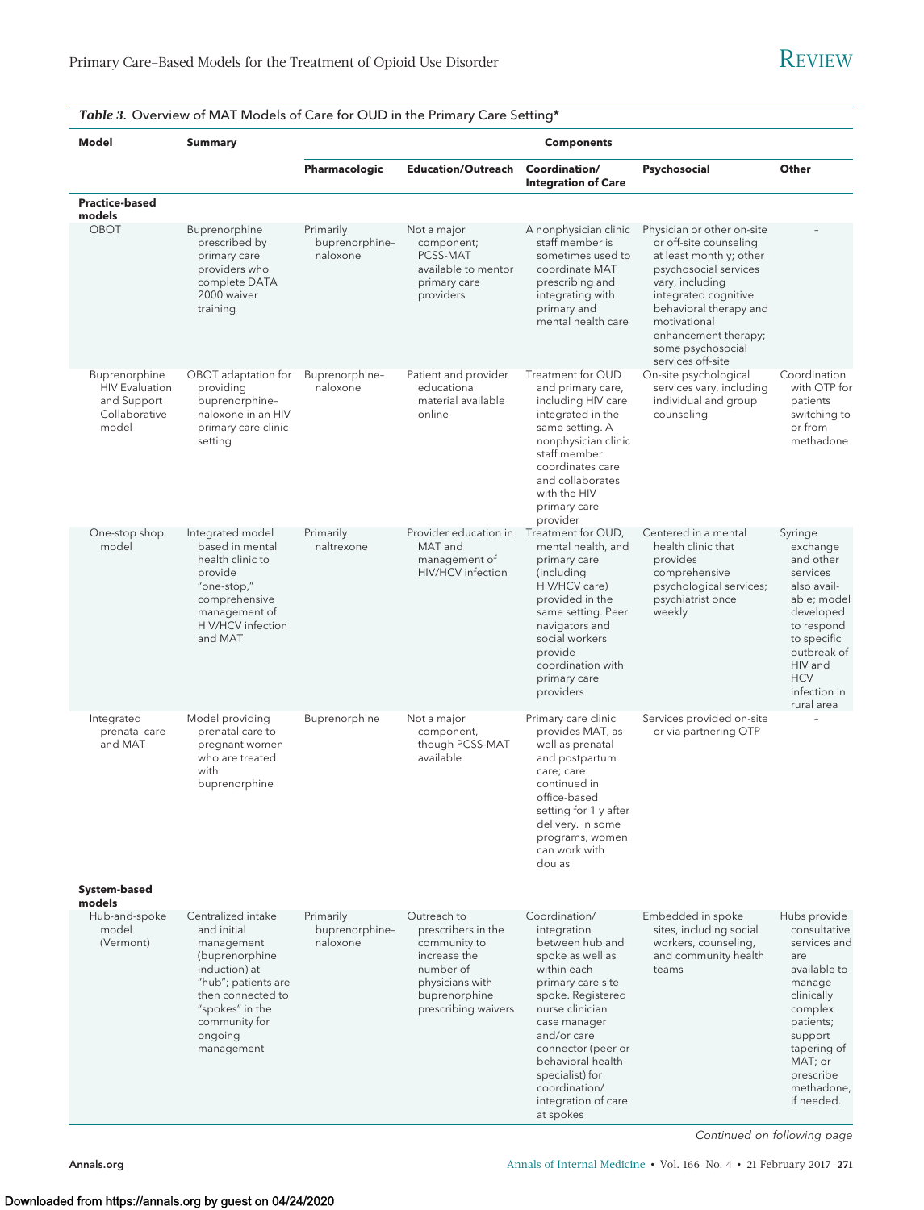*Table 3.* Overview of MAT Models of Care for OUD in the Primary Care Setting*

| Model | Summary | Components | | | | |
|---|---|---|---|---|---|---|
| | | **Pharmacologic** | **Education/Outreach** | **Coordination/ Integration of Care** | **Psychosocial** | **Other** |
| **Practice-based models** | | | | | | |
| OBOT | Buprenorphine prescribed by primary care providers who complete DATA 2000 waiver training | Primarily buprenorphine–naloxone | Not a major component; PCSS-MAT available to mentor primary care providers | A nonphysician clinic staff member is sometimes used to coordinate MAT prescribing and integrating with primary and mental health care | Physician or other on-site or off-site counseling at least monthly; other psychosocial services vary, including integrated cognitive behavioral therapy and motivational enhancement therapy; some psychosocial services off-site | – |
| Buprenorphine HIV Evaluation and Support Collaborative model | OBOT adaptation for providing buprenorphine–naloxone in an HIV primary care clinic setting | Buprenorphine–naloxone | Patient and provider educational material available online | Treatment for OUD and primary care, including HIV care integrated in the same setting. A nonphysician clinic staff member coordinates care and collaborates with the HIV primary care provider | On-site psychological services vary, including individual and group counseling | Coordination with OTP for patients switching to or from methadone |
| One-stop shop model | Integrated model based in mental health clinic to provide "one-stop," comprehensive management of HIV/HCV infection and MAT | Primarily naltrexone | Provider education in MAT and management of HIV/HCV infection | Treatment for OUD, mental health, and primary care (including HIV/HCV care) provided in the same setting. Peer navigators and social workers provide coordination with primary care providers | Centered in a mental health clinic that provides comprehensive psychological services; psychiatrist once weekly | Syringe exchange and other services also available; model developed to respond to specific outbreak of HIV and HCV infection in rural area |
| Integrated prenatal care and MAT | Model providing prenatal care to pregnant women who are treated with buprenorphine | Buprenorphine | Not a major component, though PCSS-MAT available | Primary care clinic provides MAT, as well as prenatal and postpartum care; care continued in office-based setting for 1 y after delivery. In some programs, women can work with doulas | Services provided on-site or via partnering OTP | – |
| **System-based models** | | | | | | |
| Hub-and-spoke model (Vermont) | Centralized intake and initial management (buprenorphine induction) at "hub"; patients are then connected to "spokes" in the community for ongoing management | Primarily buprenorphine–naloxone | Outreach to prescribers in the community to increase the number of physicians with buprenorphine prescribing waivers | Coordination/ integration between hub and spoke as well as within each primary care site spoke. Registered nurse clinician case manager and/or care connector (peer or behavioral health specialist) for coordination/ integration of care at spokes | Embedded in spoke sites, including social workers, counseling, and community health teams | Hubs provide consultative services and are available to manage clinically complex patients; support tapering of MAT; or prescribe methadone, if needed. |

*Continued on following page*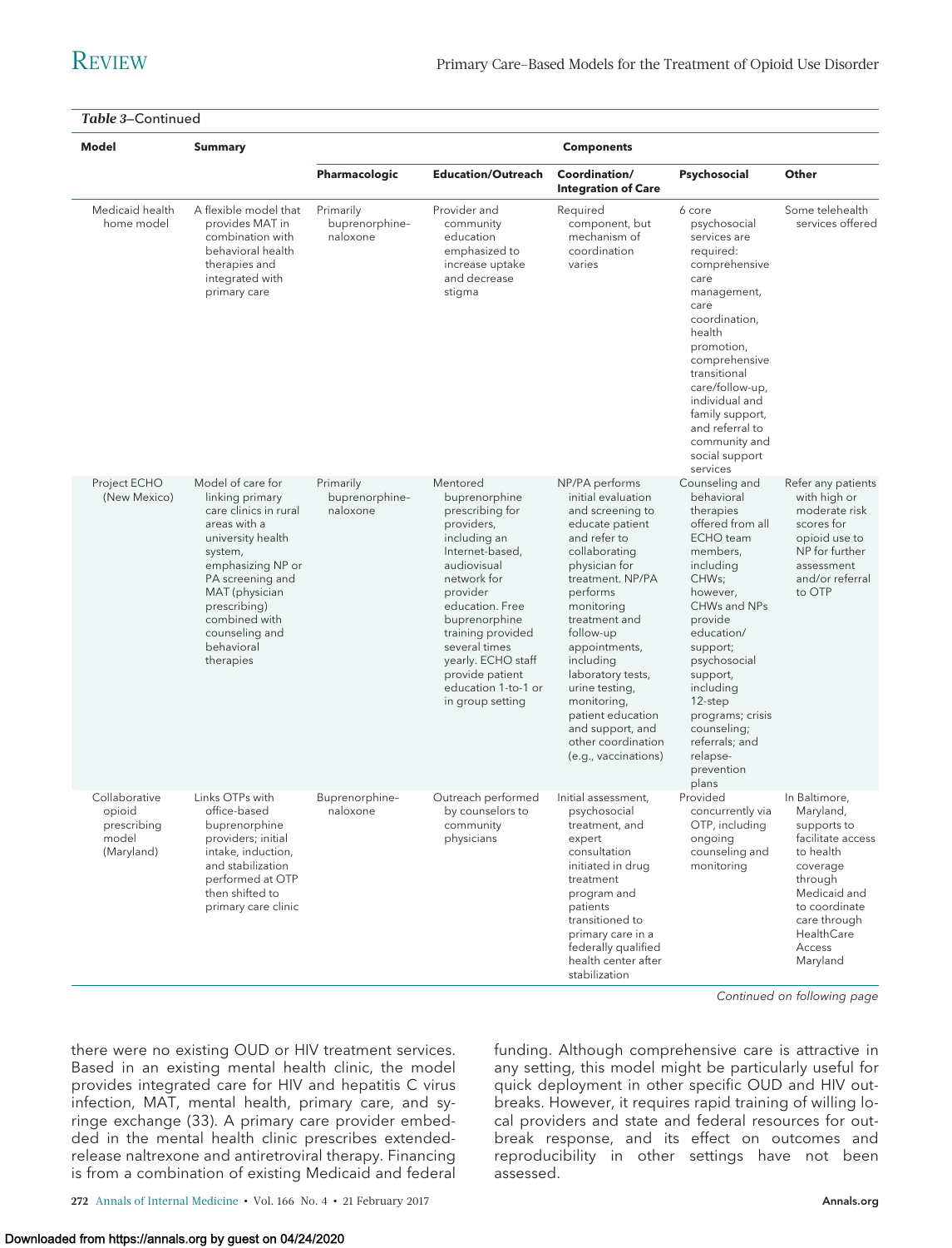*Table 3*–Continued

| Model | Summary | Components | | | | |
|---|---|---|---|---|---|---|
| | | **Pharmacologic** | **Education/Outreach** | **Coordination/ Integration of Care** | **Psychosocial** | **Other** |
| Medicaid health home model | A flexible model that provides MAT in combination with behavioral health therapies and integrated with primary care | Primarily buprenorphine–naloxone | Provider and community education emphasized to increase uptake and decrease stigma | Required component, but mechanism of coordination varies | 6 core psychosocial services are required: comprehensive care management, care coordination, health promotion, comprehensive transitional care/follow-up, individual and family support, and referral to community and social support services | Some telehealth services offered |
| Project ECHO (New Mexico) | Model of care for linking primary care clinics in rural areas with a university health system, emphasizing NP or PA screening and MAT (physician prescribing) combined with counseling and behavioral therapies | Primarily buprenorphine–naloxone | Mentored buprenorphine prescribing for providers, including an Internet-based, audiovisual network for provider education. Free buprenorphine training provided several times yearly. ECHO staff provide patient education 1-to-1 or in group setting | NP/PA performs initial evaluation and screening to educate patient and refer to collaborating physician for treatment. NP/PA performs monitoring treatment and follow-up appointments, including laboratory tests, urine testing, monitoring, patient education and support, and other coordination (e.g., vaccinations) | Counseling and behavioral therapies offered from all ECHO team members, including CHWs; however, CHWs and NPs provide education/ support; psychosocial support, including 12-step programs; crisis counseling; referrals; and relapse-prevention plans | Refer any patients with high or moderate risk scores for opioid use to NP for further assessment and/or referral to OTP |
| Collaborative opioid prescribing model (Maryland) | Links OTPs with office-based buprenorphine providers; initial intake, induction, and stabilization performed at OTP then shifted to primary care clinic | Buprenorphine–naloxone | Outreach performed by counselors to community physicians | Initial assessment, psychosocial treatment, and expert consultation initiated in drug treatment program and patients transitioned to primary care in a federally qualified health center after stabilization | Provided concurrently via OTP, including ongoing counseling and monitoring | In Baltimore, Maryland, supports to facilitate access to health coverage through Medicaid and to coordinate care through HealthCare Access Maryland |

*Continued on following page*

there were no existing OUD or HIV treatment services. Based in an existing mental health clinic, the model provides integrated care for HIV and hepatitis C virus infection, MAT, mental health, primary care, and syringe exchange (33). A primary care provider embedded in the mental health clinic prescribes extended-release naltrexone and antiretroviral therapy. Financing is from a combination of existing Medicaid and federal funding. Although comprehensive care is attractive in any setting, this model might be particularly useful for quick deployment in other specific OUD and HIV outbreaks. However, it requires rapid training of willing local providers and state and federal resources for outbreak response, and its effect on outcomes and reproducibility in other settings have not been assessed.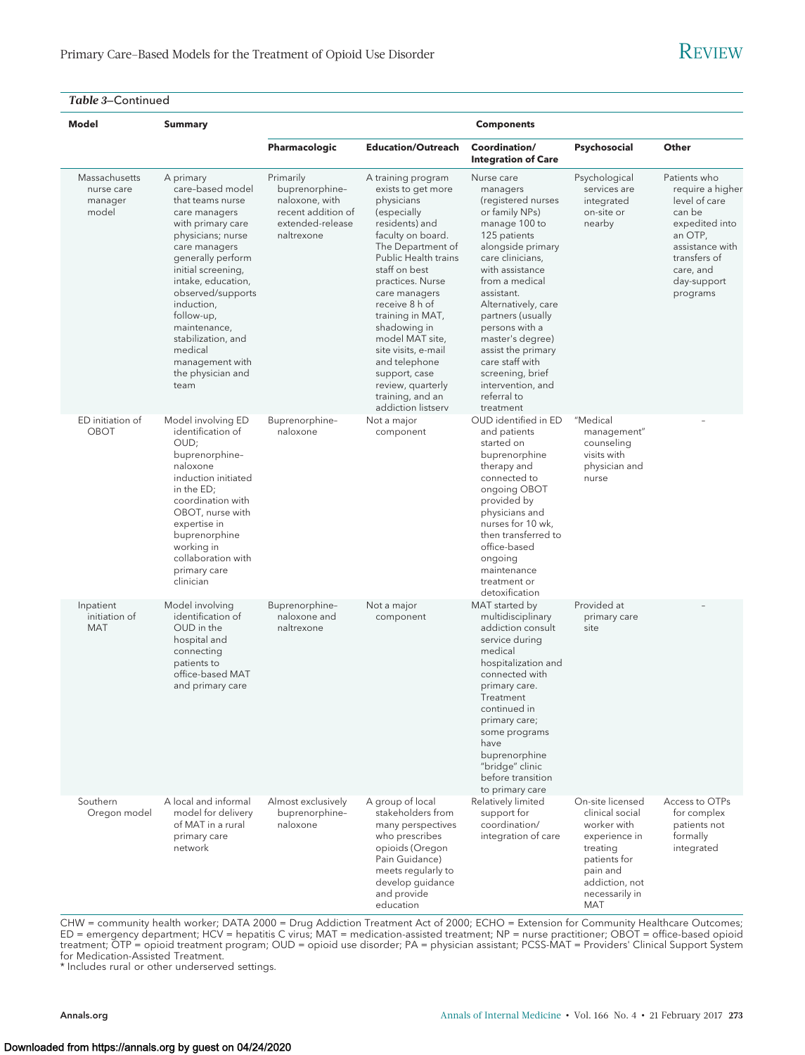*Table 3*–Continued

| Model | Summary | Components | | | | |
|---|---|---|---|---|---|---|
| | | Pharmacologic | Education/Outreach | Coordination/ Integration of Care | Psychosocial | Other |
| Massachusetts nurse care manager model | A primary care-based model that teams nurse care managers with primary care physicians; nurse care managers generally perform initial screening, intake, education, observed/supports induction, follow-up, maintenance, stabilization, and medical management with the physician and team | Primarily buprenorphine–naloxone, with recent addition of extended-release naltrexone | A training program exists to get more physicians (especially residents) and faculty on board. The Department of Public Health trains staff on best practices. Nurse care managers receive 8 h of training in MAT, shadowing in model MAT site, site visits, e-mail and telephone support, case review, quarterly training, and an addiction listserv | Nurse care managers (registered nurses or family NPs) manage 100 to 125 patients alongside primary care clinicians, with assistance from a medical assistant. Alternatively, care partners (usually persons with a master's degree) assist the primary care staff with screening, brief intervention, and referral to treatment | Psychological services are integrated on-site or nearby | Patients who require a higher level of care can be expedited into an OTP, assistance with transfers of care, and day-support programs |
| ED initiation of OBOT | Model involving ED identification of OUD; buprenorphine–naloxone induction initiated in the ED; coordination with OBOT, nurse with expertise in buprenorphine working in collaboration with primary care clinician | Buprenorphine–naloxone | Not a major component | OUD identified in ED and patients started on buprenorphine therapy and connected to ongoing OBOT provided by physicians and nurses for 10 wk, then transferred to office-based ongoing maintenance treatment or detoxification | "Medical management" counseling visits with physician and nurse | – |
| Inpatient initiation of MAT | Model involving identification of OUD in the hospital and connecting patients to office-based MAT and primary care | Buprenorphine–naloxone and naltrexone | Not a major component | MAT started by multidisciplinary addiction consult service during medical hospitalization and connected with primary care. Treatment continued in primary care; some programs have buprenorphine "bridge" clinic before transition to primary care | Provided at primary care site | – |
| Southern Oregon model | A local and informal model for delivery of MAT in a rural primary care network | Almost exclusively buprenorphine–naloxone | A group of local stakeholders from many perspectives who prescribes opioids (Oregon Pain Guidance) meets regularly to develop guidance and provide education | Relatively limited support for coordination/ integration of care | On-site licensed clinical social worker with experience in treating patients for pain and addiction, not necessarily in MAT | Access to OTPs for complex patients not formally integrated |

CHW = community health worker; DATA 2000 = Drug Addiction Treatment Act of 2000; ECHO = Extension for Community Healthcare Outcomes; ED = emergency department; HCV = hepatitis C virus; MAT = medication-assisted treatment; NP = nurse practitioner; OBOT = office-based opioid treatment; OTP = opioid treatment program; OUD = opioid use disorder; PA = physician assistant; PCSS-MAT = Providers' Clinical Support System for Medication-Assisted Treatment.
* Includes rural or other underserved settings.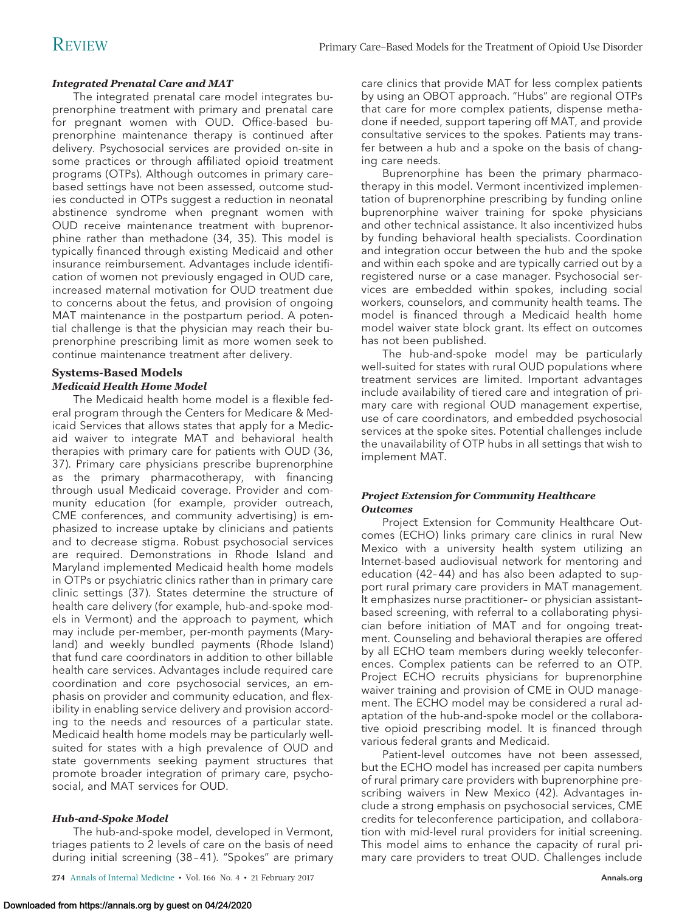#### *Integrated Prenatal Care and MAT*

The integrated prenatal care model integrates buprenorphine treatment with primary and prenatal care for pregnant women with OUD. Office-based buprenorphine maintenance therapy is continued after delivery. Psychosocial services are provided on-site in some practices or through affiliated opioid treatment programs (OTPs). Although outcomes in primary care–based settings have not been assessed, outcome studies conducted in OTPs suggest a reduction in neonatal abstinence syndrome when pregnant women with OUD receive maintenance treatment with buprenorphine rather than methadone (34, 35). This model is typically financed through existing Medicaid and other insurance reimbursement. Advantages include identification of women not previously engaged in OUD care, increased maternal motivation for OUD treatment due to concerns about the fetus, and provision of ongoing MAT maintenance in the postpartum period. A potential challenge is that the physician may reach their buprenorphine prescribing limit as more women seek to continue maintenance treatment after delivery.

### Systems-Based Models

#### *Medicaid Health Home Model*

The Medicaid health home model is a flexible federal program through the Centers for Medicare & Medicaid Services that allows states that apply for a Medicaid waiver to integrate MAT and behavioral health therapies with primary care for patients with OUD (36, 37). Primary care physicians prescribe buprenorphine as the primary pharmacotherapy, with financing through usual Medicaid coverage. Provider and community education (for example, provider outreach, CME conferences, and community advertising) is emphasized to increase uptake by clinicians and patients and to decrease stigma. Robust psychosocial services are required. Demonstrations in Rhode Island and Maryland implemented Medicaid health home models in OTPs or psychiatric clinics rather than in primary care clinic settings (37). States determine the structure of health care delivery (for example, hub-and-spoke models in Vermont) and the approach to payment, which may include per-member, per-month payments (Maryland) and weekly bundled payments (Rhode Island) that fund care coordinators in addition to other billable health care services. Advantages include required care coordination and core psychosocial services, an emphasis on provider and community education, and flexibility in enabling service delivery and provision according to the needs and resources of a particular state. Medicaid health home models may be particularly well-suited for states with a high prevalence of OUD and state governments seeking payment structures that promote broader integration of primary care, psychosocial, and MAT services for OUD.

#### *Hub-and-Spoke Model*

The hub-and-spoke model, developed in Vermont, triages patients to 2 levels of care on the basis of need during initial screening (38–41). "Spokes" are primary care clinics that provide MAT for less complex patients by using an OBOT approach. "Hubs" are regional OTPs that care for more complex patients, dispense methadone if needed, support tapering off MAT, and provide consultative services to the spokes. Patients may transfer between a hub and a spoke on the basis of changing care needs.

Buprenorphine has been the primary pharmacotherapy in this model. Vermont incentivized implementation of buprenorphine prescribing by funding online buprenorphine waiver training for spoke physicians and other technical assistance. It also incentivized hubs by funding behavioral health specialists. Coordination and integration occur between the hub and the spoke and within each spoke and are typically carried out by a registered nurse or a case manager. Psychosocial services are embedded within spokes, including social workers, counselors, and community health teams. The model is financed through a Medicaid health home model waiver state block grant. Its effect on outcomes has not been published.

The hub-and-spoke model may be particularly well-suited for states with rural OUD populations where treatment services are limited. Important advantages include availability of tiered care and integration of primary care with regional OUD management expertise, use of care coordinators, and embedded psychosocial services at the spoke sites. Potential challenges include the unavailability of OTP hubs in all settings that wish to implement MAT.

#### *Project Extension for Community Healthcare Outcomes*

Project Extension for Community Healthcare Outcomes (ECHO) links primary care clinics in rural New Mexico with a university health system utilizing an Internet-based audiovisual network for mentoring and education (42–44) and has also been adapted to support rural primary care providers in MAT management. It emphasizes nurse practitioner– or physician assistant–based screening, with referral to a collaborating physician before initiation of MAT and for ongoing treatment. Counseling and behavioral therapies are offered by all ECHO team members during weekly teleconferences. Complex patients can be referred to an OTP. Project ECHO recruits physicians for buprenorphine waiver training and provision of CME in OUD management. The ECHO model may be considered a rural adaptation of the hub-and-spoke model or the collaborative opioid prescribing model. It is financed through various federal grants and Medicaid.

Patient-level outcomes have not been assessed, but the ECHO model has increased per capita numbers of rural primary care providers with buprenorphine prescribing waivers in New Mexico (42). Advantages include a strong emphasis on psychosocial services, CME credits for teleconference participation, and collaboration with mid-level rural providers for initial screening. This model aims to enhance the capacity of rural primary care providers to treat OUD. Challenges include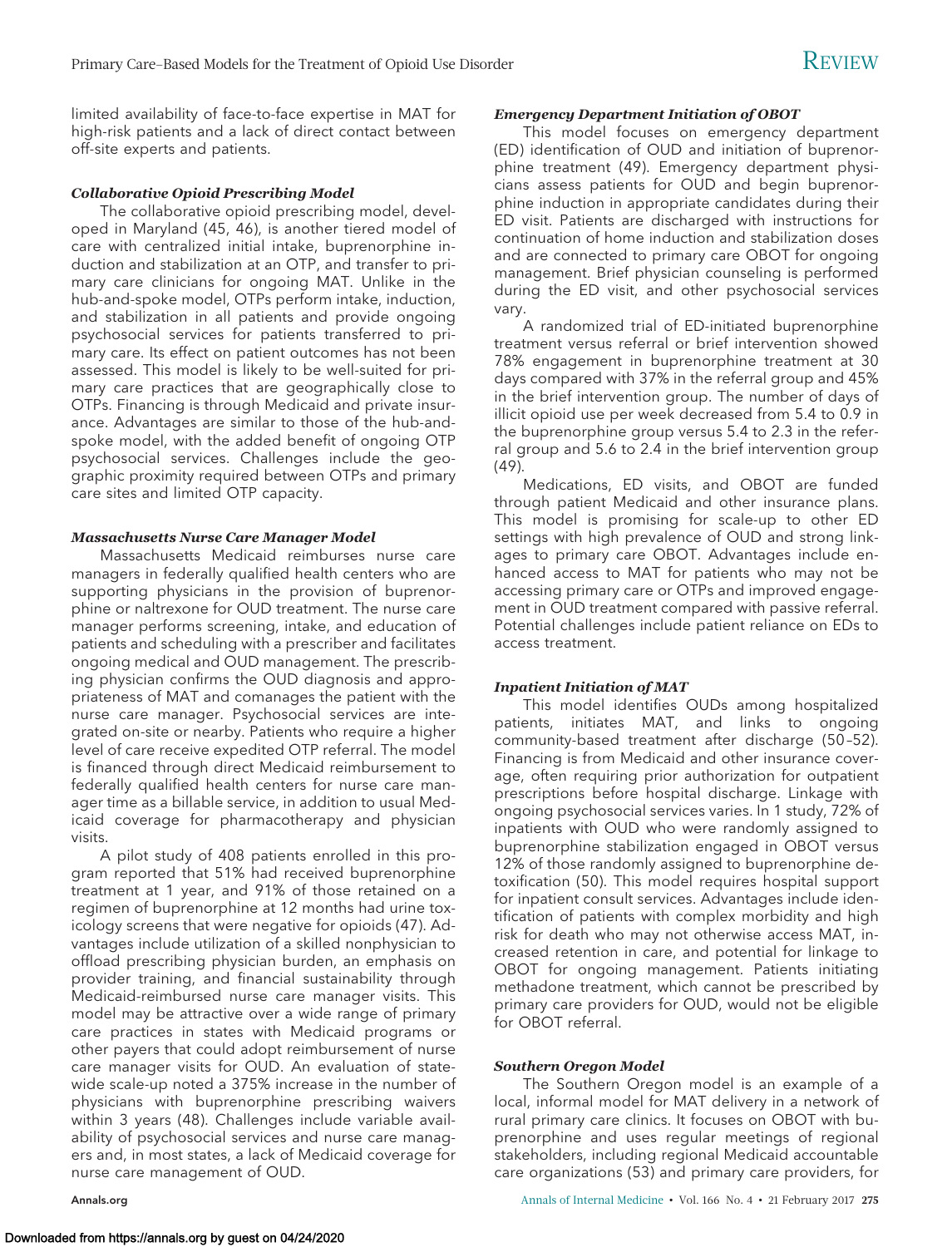limited availability of face-to-face expertise in MAT for high-risk patients and a lack of direct contact between off-site experts and patients.

#### *Collaborative Opioid Prescribing Model*

The collaborative opioid prescribing model, developed in Maryland (45, 46), is another tiered model of care with centralized initial intake, buprenorphine induction and stabilization at an OTP, and transfer to primary care clinicians for ongoing MAT. Unlike in the hub-and-spoke model, OTPs perform intake, induction, and stabilization in all patients and provide ongoing psychosocial services for patients transferred to primary care. Its effect on patient outcomes has not been assessed. This model is likely to be well-suited for primary care practices that are geographically close to OTPs. Financing is through Medicaid and private insurance. Advantages are similar to those of the hub-and-spoke model, with the added benefit of ongoing OTP psychosocial services. Challenges include the geographic proximity required between OTPs and primary care sites and limited OTP capacity.

#### *Massachusetts Nurse Care Manager Model*

Massachusetts Medicaid reimburses nurse care managers in federally qualified health centers who are supporting physicians in the provision of buprenorphine or naltrexone for OUD treatment. The nurse care manager performs screening, intake, and education of patients and scheduling with a prescriber and facilitates ongoing medical and OUD management. The prescribing physician confirms the OUD diagnosis and appropriateness of MAT and comanages the patient with the nurse care manager. Psychosocial services are integrated on-site or nearby. Patients who require a higher level of care receive expedited OTP referral. The model is financed through direct Medicaid reimbursement to federally qualified health centers for nurse care manager time as a billable service, in addition to usual Medicaid coverage for pharmacotherapy and physician visits.

A pilot study of 408 patients enrolled in this program reported that 51% had received buprenorphine treatment at 1 year, and 91% of those retained on a regimen of buprenorphine at 12 months had urine toxicology screens that were negative for opioids (47). Advantages include utilization of a skilled nonphysician to offload prescribing physician burden, an emphasis on provider training, and financial sustainability through Medicaid-reimbursed nurse care manager visits. This model may be attractive over a wide range of primary care practices in states with Medicaid programs or other payers that could adopt reimbursement of nurse care manager visits for OUD. An evaluation of statewide scale-up noted a 375% increase in the number of physicians with buprenorphine prescribing waivers within 3 years (48). Challenges include variable availability of psychosocial services and nurse care managers and, in most states, a lack of Medicaid coverage for nurse care management of OUD.

#### *Emergency Department Initiation of OBOT*

This model focuses on emergency department (ED) identification of OUD and initiation of buprenorphine treatment (49). Emergency department physicians assess patients for OUD and begin buprenorphine induction in appropriate candidates during their ED visit. Patients are discharged with instructions for continuation of home induction and stabilization doses and are connected to primary care OBOT for ongoing management. Brief physician counseling is performed during the ED visit, and other psychosocial services vary.

A randomized trial of ED-initiated buprenorphine treatment versus referral or brief intervention showed 78% engagement in buprenorphine treatment at 30 days compared with 37% in the referral group and 45% in the brief intervention group. The number of days of illicit opioid use per week decreased from 5.4 to 0.9 in the buprenorphine group versus 5.4 to 2.3 in the referral group and 5.6 to 2.4 in the brief intervention group (49).

Medications, ED visits, and OBOT are funded through patient Medicaid and other insurance plans. This model is promising for scale-up to other ED settings with high prevalence of OUD and strong linkages to primary care OBOT. Advantages include enhanced access to MAT for patients who may not be accessing primary care or OTPs and improved engagement in OUD treatment compared with passive referral. Potential challenges include patient reliance on EDs to access treatment.

#### *Inpatient Initiation of MAT*

This model identifies OUDs among hospitalized patients, initiates MAT, and links to ongoing community-based treatment after discharge (50–52). Financing is from Medicaid and other insurance coverage, often requiring prior authorization for outpatient prescriptions before hospital discharge. Linkage with ongoing psychosocial services varies. In 1 study, 72% of inpatients with OUD who were randomly assigned to buprenorphine stabilization engaged in OBOT versus 12% of those randomly assigned to buprenorphine detoxification (50). This model requires hospital support for inpatient consult services. Advantages include identification of patients with complex morbidity and high risk for death who may not otherwise access MAT, increased retention in care, and potential for linkage to OBOT for ongoing management. Patients initiating methadone treatment, which cannot be prescribed by primary care providers for OUD, would not be eligible for OBOT referral.

#### *Southern Oregon Model*

The Southern Oregon model is an example of a local, informal model for MAT delivery in a network of rural primary care clinics. It focuses on OBOT with buprenorphine and uses regular meetings of regional stakeholders, including regional Medicaid accountable care organizations (53) and primary care providers, for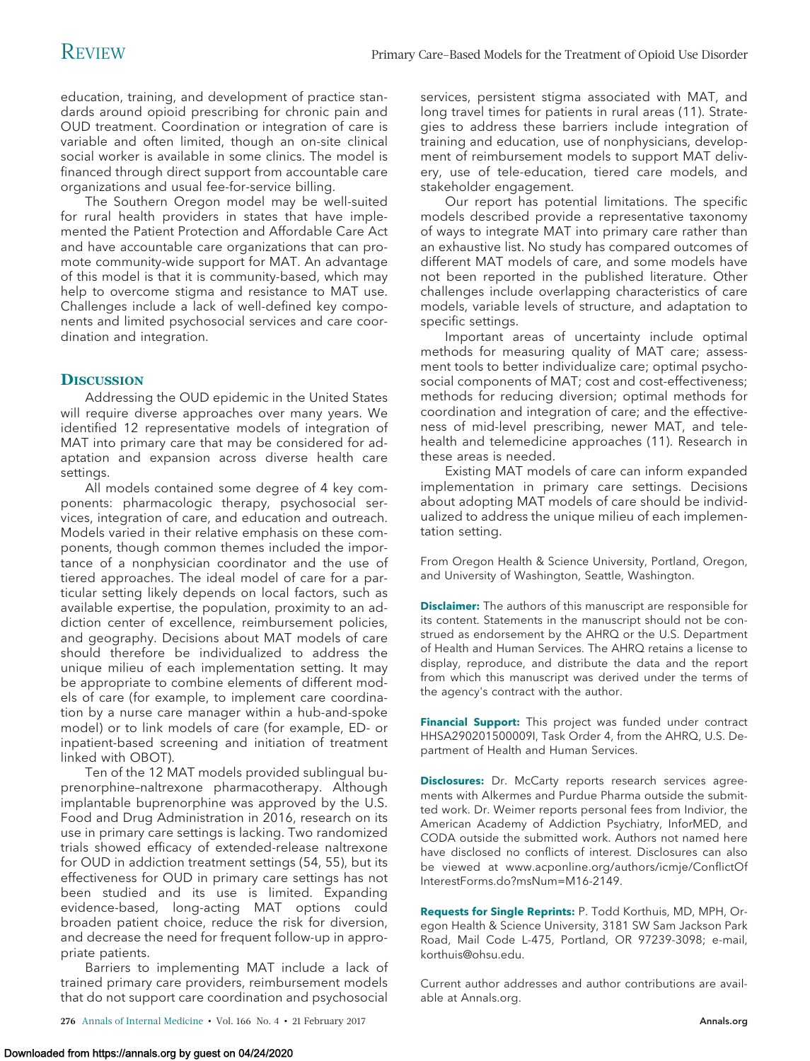education, training, and development of practice standards around opioid prescribing for chronic pain and OUD treatment. Coordination or integration of care is variable and often limited, though an on-site clinical social worker is available in some clinics. The model is financed through direct support from accountable care organizations and usual fee-for-service billing.

The Southern Oregon model may be well-suited for rural health providers in states that have implemented the Patient Protection and Affordable Care Act and have accountable care organizations that can promote community-wide support for MAT. An advantage of this model is that it is community-based, which may help to overcome stigma and resistance to MAT use. Challenges include a lack of well-defined key components and limited psychosocial services and care coordination and integration.

## Discussion

Addressing the OUD epidemic in the United States will require diverse approaches over many years. We identified 12 representative models of integration of MAT into primary care that may be considered for adaptation and expansion across diverse health care settings.

All models contained some degree of 4 key components: pharmacologic therapy, psychosocial services, integration of care, and education and outreach. Models varied in their relative emphasis on these components, though common themes included the importance of a nonphysician coordinator and the use of tiered approaches. The ideal model of care for a particular setting likely depends on local factors, such as available expertise, the population, proximity to an addiction center of excellence, reimbursement policies, and geography. Decisions about MAT models of care should therefore be individualized to address the unique milieu of each implementation setting. It may be appropriate to combine elements of different models of care (for example, to implement care coordination by a nurse care manager within a hub-and-spoke model) or to link models of care (for example, ED- or inpatient-based screening and initiation of treatment linked with OBOT).

Ten of the 12 MAT models provided sublingual buprenorphine–naltrexone pharmacotherapy. Although implantable buprenorphine was approved by the U.S. Food and Drug Administration in 2016, research on its use in primary care settings is lacking. Two randomized trials showed efficacy of extended-release naltrexone for OUD in addiction treatment settings (54, 55), but its effectiveness for OUD in primary care settings has not been studied and its use is limited. Expanding evidence-based, long-acting MAT options could broaden patient choice, reduce the risk for diversion, and decrease the need for frequent follow-up in appropriate patients.

Barriers to implementing MAT include a lack of trained primary care providers, reimbursement models that do not support care coordination and psychosocial services, persistent stigma associated with MAT, and long travel times for patients in rural areas (11). Strategies to address these barriers include integration of training and education, use of nonphysicians, development of reimbursement models to support MAT delivery, use of tele-education, tiered care models, and stakeholder engagement.

Our report has potential limitations. The specific models described provide a representative taxonomy of ways to integrate MAT into primary care rather than an exhaustive list. No study has compared outcomes of different MAT models of care, and some models have not been reported in the published literature. Other challenges include overlapping characteristics of care models, variable levels of structure, and adaptation to specific settings.

Important areas of uncertainty include optimal methods for measuring quality of MAT care; assessment tools to better individualize care; optimal psychosocial components of MAT; cost and cost-effectiveness; methods for reducing diversion; optimal methods for coordination and integration of care; and the effectiveness of mid-level prescribing, newer MAT, and telehealth and telemedicine approaches (11). Research in these areas is needed.

Existing MAT models of care can inform expanded implementation in primary care settings. Decisions about adopting MAT models of care should be individualized to address the unique milieu of each implementation setting.

From Oregon Health & Science University, Portland, Oregon, and University of Washington, Seattle, Washington.

**Disclaimer:** The authors of this manuscript are responsible for its content. Statements in the manuscript should not be construed as endorsement by the AHRQ or the U.S. Department of Health and Human Services. The AHRQ retains a license to display, reproduce, and distribute the data and the report from which this manuscript was derived under the terms of the agency's contract with the author.

**Financial Support:** This project was funded under contract HHSA290201500009I, Task Order 4, from the AHRQ, U.S. Department of Health and Human Services.

**Disclosures:** Dr. McCarty reports research services agreements with Alkermes and Purdue Pharma outside the submitted work. Dr. Weimer reports personal fees from Indivior, the American Academy of Addiction Psychiatry, InforMED, and CODA outside the submitted work. Authors not named here have disclosed no conflicts of interest. Disclosures can also be viewed at www.acponline.org/authors/icmje/ConflictOfInterestForms.do?msNum=M16-2149.

**Requests for Single Reprints:** P. Todd Korthuis, MD, MPH, Oregon Health & Science University, 3181 SW Sam Jackson Park Road, Mail Code L-475, Portland, OR 97239-3098; e-mail, korthuis@ohsu.edu.

Current author addresses and author contributions are available at Annals.org.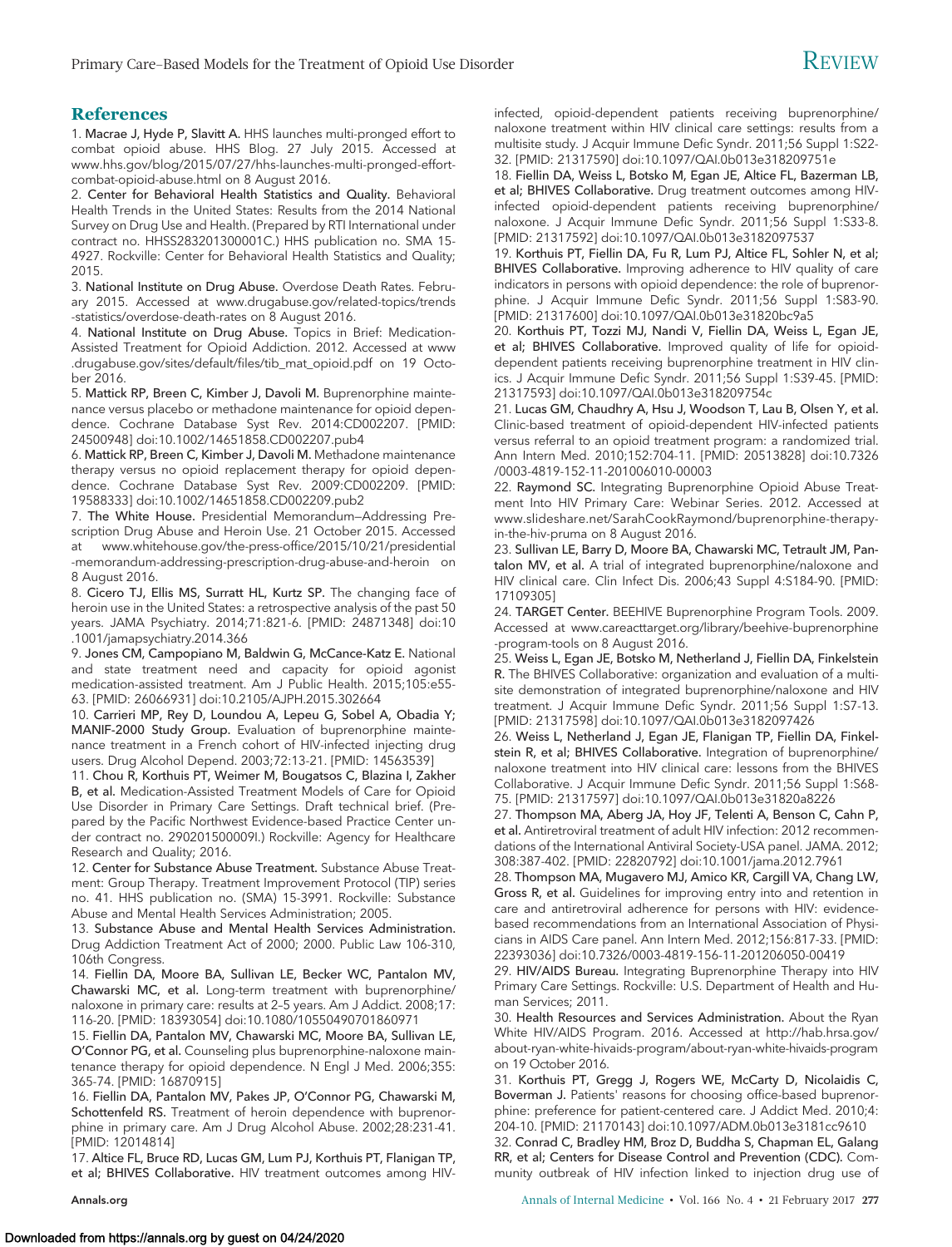## References

1. **Macrae J, Hyde P, Slavitt A.** HHS launches multi-pronged effort to combat opioid abuse. HHS Blog. 27 July 2015. Accessed at www.hhs.gov/blog/2015/07/27/hhs-launches-multi-pronged-effort-combat-opioid-abuse.html on 8 August 2016.

2. **Center for Behavioral Health Statistics and Quality.** Behavioral Health Trends in the United States: Results from the 2014 National Survey on Drug Use and Health. (Prepared by RTI International under contract no. HHSS283201300001C.) HHS publication no. SMA 15-4927. Rockville: Center for Behavioral Health Statistics and Quality; 2015.

3. **National Institute on Drug Abuse.** Overdose Death Rates. February 2015. Accessed at www.drugabuse.gov/related-topics/trends-statistics/overdose-death-rates on 8 August 2016.

4. **National Institute on Drug Abuse.** Topics in Brief: Medication-Assisted Treatment for Opioid Addiction. 2012. Accessed at www.drugabuse.gov/sites/default/files/tib_mat_opioid.pdf on 19 October 2016.

5. **Mattick RP, Breen C, Kimber J, Davoli M.** Buprenorphine maintenance versus placebo or methadone maintenance for opioid dependence. Cochrane Database Syst Rev. 2014:CD002207. [PMID: 24500948] doi:10.1002/14651858.CD002207.pub4

6. **Mattick RP, Breen C, Kimber J, Davoli M.** Methadone maintenance therapy versus no opioid replacement therapy for opioid dependence. Cochrane Database Syst Rev. 2009:CD002209. [PMID: 19588333] doi:10.1002/14651858.CD002209.pub2

7. **The White House.** Presidential Memorandum—Addressing Prescription Drug Abuse and Heroin Use. 21 October 2015. Accessed at www.whitehouse.gov/the-press-office/2015/10/21/presidential-memorandum-addressing-prescription-drug-abuse-and-heroin on 8 August 2016.

8. **Cicero TJ, Ellis MS, Surratt HL, Kurtz SP.** The changing face of heroin use in the United States: a retrospective analysis of the past 50 years. JAMA Psychiatry. 2014;71:821-6. [PMID: 24871348] doi:10.1001/jamapsychiatry.2014.366

9. **Jones CM, Campopiano M, Baldwin G, McCance-Katz E.** National and state treatment need and capacity for opioid agonist medication-assisted treatment. Am J Public Health. 2015;105:e55-63. [PMID: 26066931] doi:10.2105/AJPH.2015.302664

10. **Carrieri MP, Rey D, Loundou A, Lepeu G, Sobel A, Obadia Y; MANIF-2000 Study Group.** Evaluation of buprenorphine maintenance treatment in a French cohort of HIV-infected injecting drug users. Drug Alcohol Depend. 2003;72:13-21. [PMID: 14563539]

11. **Chou R, Korthuis PT, Weimer M, Bougatsos C, Blazina I, Zakher B, et al.** Medication-Assisted Treatment Models of Care for Opioid Use Disorder in Primary Care Settings. Draft technical brief. (Prepared by the Pacific Northwest Evidence-based Practice Center under contract no. 290201500009I.) Rockville: Agency for Healthcare Research and Quality; 2016.

12. **Center for Substance Abuse Treatment.** Substance Abuse Treatment: Group Therapy. Treatment Improvement Protocol (TIP) series no. 41. HHS publication no. (SMA) 15-3991. Rockville: Substance Abuse and Mental Health Services Administration; 2005.

13. **Substance Abuse and Mental Health Services Administration.** Drug Addiction Treatment Act of 2000; 2000. Public Law 106-310, 106th Congress.

14. **Fiellin DA, Moore BA, Sullivan LE, Becker WC, Pantalon MV, Chawarski MC, et al.** Long-term treatment with buprenorphine/naloxone in primary care: results at 2–5 years. Am J Addict. 2008;17:116-20. [PMID: 18393054] doi:10.1080/10550490701860971

15. **Fiellin DA, Pantalon MV, Chawarski MC, Moore BA, Sullivan LE, O'Connor PG, et al.** Counseling plus buprenorphine-naloxone maintenance therapy for opioid dependence. N Engl J Med. 2006;355:365-74. [PMID: 16870915]

16. **Fiellin DA, Pantalon MV, Pakes JP, O'Connor PG, Chawarski M, Schottenfeld RS.** Treatment of heroin dependence with buprenorphine in primary care. Am J Drug Alcohol Abuse. 2002;28:231-41. [PMID: 12014816]

17. **Altice FL, Bruce RD, Lucas GM, Lum PJ, Korthuis PT, Flanigan TP, et al; BHIVES Collaborative.** HIV treatment outcomes among HIV-infected, opioid-dependent patients receiving buprenorphine/naloxone treatment within HIV clinical care settings: results from a multisite study. J Acquir Immune Defic Syndr. 2011;56 Suppl 1:S22-32. [PMID: 21317590] doi:10.1097/QAI.0b013e318209751e

18. **Fiellin DA, Weiss L, Botsko M, Egan JE, Altice FL, Bazerman LB, et al; BHIVES Collaborative.** Drug treatment outcomes among HIV-infected opioid-dependent patients receiving buprenorphine/naloxone. J Acquir Immune Defic Syndr. 2011;56 Suppl 1:S33-8. [PMID: 21317592] doi:10.1097/QAI.0b013e3182097537

19. **Korthuis PT, Fiellin DA, Fu R, Lum PJ, Altice FL, Sohler N, et al; BHIVES Collaborative.** Improving adherence to HIV quality of care indicators in persons with opioid dependence: the role of buprenorphine. J Acquir Immune Defic Syndr. 2011;56 Suppl 1:S83-90. [PMID: 21317600] doi:10.1097/QAI.0b013e31820bc9a5

20. **Korthuis PT, Tozzi MJ, Nandi V, Fiellin DA, Weiss L, Egan JE, et al; BHIVES Collaborative.** Improved quality of life for opioid-dependent patients receiving buprenorphine treatment in HIV clinics. J Acquir Immune Defic Syndr. 2011;56 Suppl 1:S39-45. [PMID: 21317593] doi:10.1097/QAI.0b013e318209754c

21. **Lucas GM, Chaudhry A, Hsu J, Woodson T, Lau B, Olsen Y, et al.** Clinic-based treatment of opioid-dependent HIV-infected patients versus referral to an opioid treatment program: a randomized trial. Ann Intern Med. 2010;152:704-11. [PMID: 20513828] doi:10.7326/0003-4819-152-11-201006010-00003

22. **Raymond SC.** Integrating Buprenorphine Opioid Abuse Treatment Into HIV Primary Care: Webinar Series. 2012. Accessed at www.slideshare.net/SarahCookRaymond/buprenorphine-therapy-in-the-hiv-pruma on 8 August 2016.

23. **Sullivan LE, Barry D, Moore BA, Chawarski MC, Tetrault JM, Pantalon MV, et al.** A trial of integrated buprenorphine/naloxone and HIV clinical care. Clin Infect Dis. 2006;43 Suppl 4:S184-90. [PMID: 17109305]

24. **TARGET Center.** BEEHIVE Buprenorphine Program Tools. 2009. Accessed at www.careacttarget.org/library/beehive-buprenorphine-program-tools on 8 August 2016.

25. **Weiss L, Egan JE, Botsko M, Netherland J, Fiellin DA, Finkelstein R.** The BHIVES Collaborative: organization and evaluation of a multisite demonstration of integrated buprenorphine/naloxone and HIV treatment. J Acquir Immune Defic Syndr. 2011;56 Suppl 1:S7-13. [PMID: 21317598] doi:10.1097/QAI.0b013e3182097426

26. **Weiss L, Netherland J, Egan JE, Flanigan TP, Fiellin DA, Finkelstein R, et al; BHIVES Collaborative.** Integration of buprenorphine/naloxone treatment into HIV clinical care: lessons from the BHIVES Collaborative. J Acquir Immune Defic Syndr. 2011;56 Suppl 1:S68-75. [PMID: 21317597] doi:10.1097/QAI.0b013e31820a8226

27. **Thompson MA, Aberg JA, Hoy JF, Telenti A, Benson C, Cahn P, et al.** Antiretroviral treatment of adult HIV infection: 2012 recommendations of the International Antiviral Society-USA panel. JAMA. 2012;308:387-402. [PMID: 22820792] doi:10.1001/jama.2012.7961

28. **Thompson MA, Mugavero MJ, Amico KR, Cargill VA, Chang LW, Gross R, et al.** Guidelines for improving entry into and retention in care and antiretroviral adherence for persons with HIV: evidence-based recommendations from an International Association of Physicians in AIDS Care panel. Ann Intern Med. 2012;156:817-33. [PMID: 22393036] doi:10.7326/0003-4819-156-11-201206050-00419

29. **HIV/AIDS Bureau.** Integrating Buprenorphine Therapy into HIV Primary Care Settings. Rockville: U.S. Department of Health and Human Services; 2011.

30. **Health Resources and Services Administration.** About the Ryan White HIV/AIDS Program. 2016. Accessed at http://hab.hrsa.gov/about-ryan-white-hivaids-program/about-ryan-white-hivaids-program on 19 October 2016.

31. **Korthuis PT, Gregg J, Rogers WE, McCarty D, Nicolaidis C, Boverman J.** Patients' reasons for choosing office-based buprenorphine: preference for patient-centered care. J Addict Med. 2010;4:204-10. [PMID: 21170143] doi:10.1097/ADM.0b013e3181cc9610

32. **Conrad C, Bradley HM, Broz D, Buddha S, Chapman EL, Galang RR, et al; Centers for Disease Control and Prevention (CDC).** Community outbreak of HIV infection linked to injection drug use of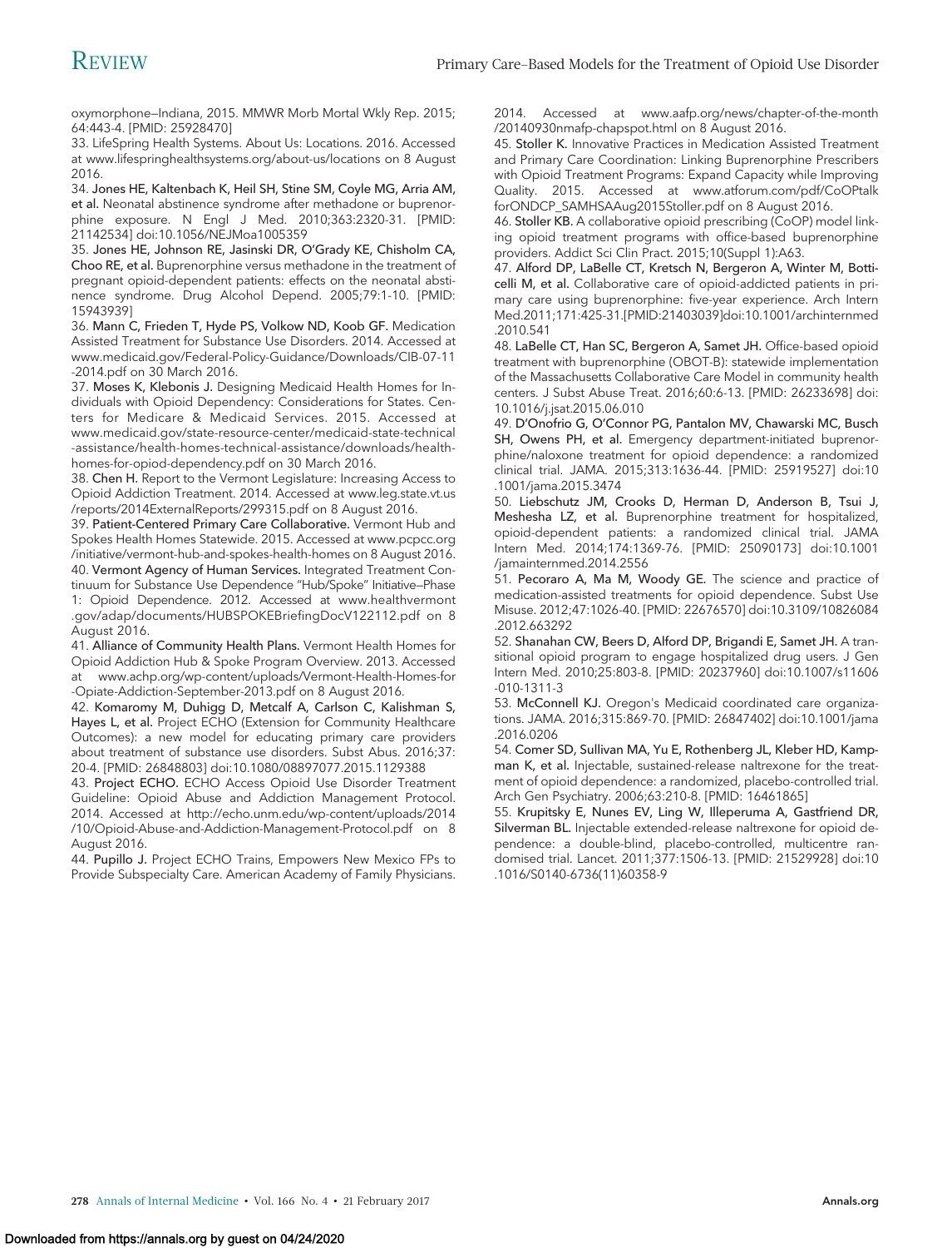oxymorphone—Indiana, 2015. MMWR Morb Mortal Wkly Rep. 2015;64:443-4. [PMID: 25928470]

33. LifeSpring Health Systems. About Us: Locations. 2016. Accessed at www.lifespringhealthsystems.org/about-us/locations on 8 August 2016.

34. **Jones HE, Kaltenbach K, Heil SH, Stine SM, Coyle MG, Arria AM, et al.** Neonatal abstinence syndrome after methadone or buprenorphine exposure. N Engl J Med. 2010;363:2320-31. [PMID: 21142534] doi:10.1056/NEJMoa1005359

35. **Jones HE, Johnson RE, Jasinski DR, O'Grady KE, Chisholm CA, Choo RE, et al.** Buprenorphine versus methadone in the treatment of pregnant opioid-dependent patients: effects on the neonatal abstinence syndrome. Drug Alcohol Depend. 2005;79:1-10. [PMID: 15943939]

36. **Mann C, Frieden T, Hyde PS, Volkow ND, Koob GF.** Medication Assisted Treatment for Substance Use Disorders. 2014. Accessed at www.medicaid.gov/Federal-Policy-Guidance/Downloads/CIB-07-11-2014.pdf on 30 March 2016.

37. **Moses K, Klebonis J.** Designing Medicaid Health Homes for Individuals with Opioid Dependency: Considerations for States. Centers for Medicare & Medicaid Services. 2015. Accessed at www.medicaid.gov/state-resource-center/medicaid-state-technical-assistance/health-homes-technical-assistance/downloads/health-homes-for-opiod-dependency.pdf on 30 March 2016.

38. **Chen H.** Report to the Vermont Legislature: Increasing Access to Opioid Addiction Treatment. 2014. Accessed at www.leg.state.vt.us/reports/2014ExternalReports/299315.pdf on 8 August 2016.

39. **Patient-Centered Primary Care Collaborative.** Vermont Hub and Spokes Health Homes Statewide. 2015. Accessed at www.pcpcc.org/initiative/vermont-hub-and-spokes-health-homes on 8 August 2016.

40. **Vermont Agency of Human Services.** Integrated Treatment Continuum for Substance Use Dependence "Hub/Spoke" Initiative—Phase 1: Opioid Dependence. 2012. Accessed at www.healthvermont.gov/adap/documents/HUBSPOKEBriefingDocV122112.pdf on 8 August 2016.

41. **Alliance of Community Health Plans.** Vermont Health Homes for Opioid Addiction Hub & Spoke Program Overview. 2013. Accessed at www.achp.org/wp-content/uploads/Vermont-Health-Homes-for-Opiate-Addiction-September-2013.pdf on 8 August 2016.

42. **Komaromy M, Duhigg D, Metcalf A, Carlson C, Kalishman S, Hayes L, et al.** Project ECHO (Extension for Community Healthcare Outcomes): a new model for educating primary care providers about treatment of substance use disorders. Subst Abus. 2016;37:20-4. [PMID: 26848803] doi:10.1080/08897077.2015.1129388

43. **Project ECHO.** ECHO Access Opioid Use Disorder Treatment Guideline: Opioid Abuse and Addiction Management Protocol. 2014. Accessed at http://echo.unm.edu/wp-content/uploads/2014/10/Opioid-Abuse-and-Addiction-Management-Protocol.pdf on 8 August 2016.

44. **Pupillo J.** Project ECHO Trains, Empowers New Mexico FPs to Provide Subspecialty Care. American Academy of Family Physicians. 2014. Accessed at www.aafp.org/news/chapter-of-the-month/20140930nmafp-chapspot.html on 8 August 2016.

45. **Stoller K.** Innovative Practices in Medication Assisted Treatment and Primary Care Coordination: Linking Buprenorphine Prescribers with Opioid Treatment Programs: Expand Capacity while Improving Quality. 2015. Accessed at www.atforum.com/pdf/CoOPtalkforONDCP_SAMHSAAug2015Stoller.pdf on 8 August 2016.

46. **Stoller KB.** A collaborative opioid prescribing (CoOP) model linking opioid treatment programs with office-based buprenorphine providers. Addict Sci Clin Pract. 2015;10(Suppl 1):A63.

47. **Alford DP, LaBelle CT, Kretsch N, Bergeron A, Winter M, Botticelli M, et al.** Collaborative care of opioid-addicted patients in primary care using buprenorphine: five-year experience. Arch Intern Med.2011;171:425-31.[PMID:21403039]doi:10.1001/archinternmed.2010.541

48. **LaBelle CT, Han SC, Bergeron A, Samet JH.** Office-based opioid treatment with buprenorphine (OBOT-B): statewide implementation of the Massachusetts Collaborative Care Model in community health centers. J Subst Abuse Treat. 2016;60:6-13. [PMID: 26233698] doi:10.1016/j.jsat.2015.06.010

49. **D'Onofrio G, O'Connor PG, Pantalon MV, Chawarski MC, Busch SH, Owens PH, et al.** Emergency department-initiated buprenorphine/naloxone treatment for opioid dependence: a randomized clinical trial. JAMA. 2015;313:1636-44. [PMID: 25919527] doi:10.1001/jama.2015.3474

50. **Liebschutz JM, Crooks D, Herman D, Anderson B, Tsui J, Meshesha LZ, et al.** Buprenorphine treatment for hospitalized, opioid-dependent patients: a randomized clinical trial. JAMA Intern Med. 2014;174:1369-76. [PMID: 25090173] doi:10.1001/jamainternmed.2014.2556

51. **Pecoraro A, Ma M, Woody GE.** The science and practice of medication-assisted treatments for opioid dependence. Subst Use Misuse. 2012;47:1026-40. [PMID: 22676570] doi:10.3109/10826084.2012.663292

52. **Shanahan CW, Beers D, Alford DP, Brigandi E, Samet JH.** A transitional opioid program to engage hospitalized drug users. J Gen Intern Med. 2010;25:803-8. [PMID: 20237960] doi:10.1007/s11606-010-1311-3

53. **McConnell KJ.** Oregon's Medicaid coordinated care organizations. JAMA. 2016;315:869-70. [PMID: 26847402] doi:10.1001/jama.2016.0206

54. **Comer SD, Sullivan MA, Yu E, Rothenberg JL, Kleber HD, Kampman K, et al.** Injectable, sustained-release naltrexone for the treatment of opioid dependence: a randomized, placebo-controlled trial. Arch Gen Psychiatry. 2006;63:210-8. [PMID: 16461865]

55. **Krupitsky E, Nunes EV, Ling W, Illeperuma A, Gastfriend DR, Silverman BL.** Injectable extended-release naltrexone for opioid dependence: a double-blind, placebo-controlled, multicentre randomised trial. Lancet. 2011;377:1506-13. [PMID: 21529928] doi:10.1016/S0140-6736(11)60358-9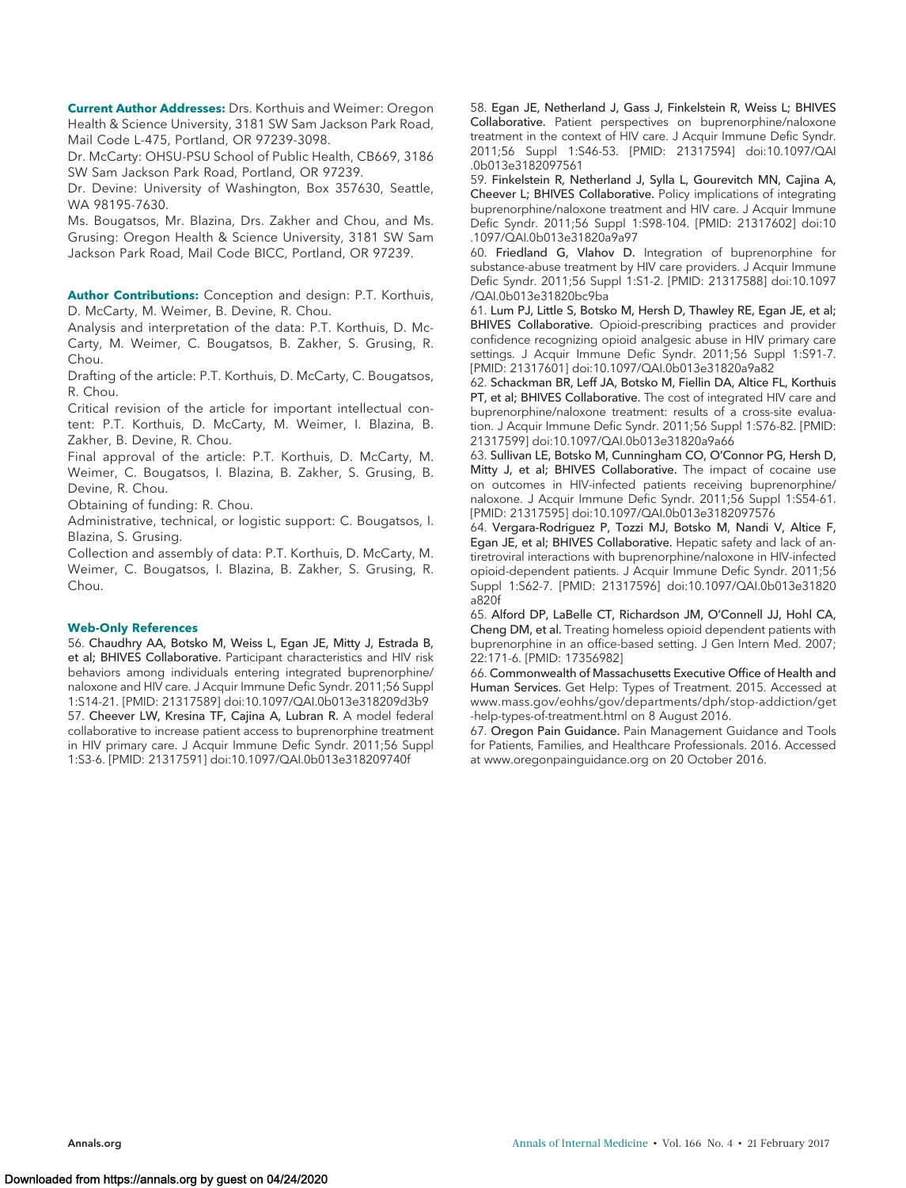**Current Author Addresses:** Drs. Korthuis and Weimer: Oregon Health & Science University, 3181 SW Sam Jackson Park Road, Mail Code L-475, Portland, OR 97239-3098.

Dr. McCarty: OHSU-PSU School of Public Health, CB669, 3186 SW Sam Jackson Park Road, Portland, OR 97239.

Dr. Devine: University of Washington, Box 357630, Seattle, WA 98195-7630.

Ms. Bougatsos, Mr. Blazina, Drs. Zakher and Chou, and Ms. Grusing: Oregon Health & Science University, 3181 SW Sam Jackson Park Road, Mail Code BICC, Portland, OR 97239.

**Author Contributions:** Conception and design: P.T. Korthuis, D. McCarty, M. Weimer, B. Devine, R. Chou.

Analysis and interpretation of the data: P.T. Korthuis, D. McCarty, M. Weimer, C. Bougatsos, B. Zakher, S. Grusing, R. Chou.

Drafting of the article: P.T. Korthuis, D. McCarty, C. Bougatsos, R. Chou.

Critical revision of the article for important intellectual content: P.T. Korthuis, D. McCarty, M. Weimer, I. Blazina, B. Zakher, B. Devine, R. Chou.

Final approval of the article: P.T. Korthuis, D. McCarty, M. Weimer, C. Bougatsos, I. Blazina, B. Zakher, S. Grusing, B. Devine, R. Chou.

Obtaining of funding: R. Chou.

Administrative, technical, or logistic support: C. Bougatsos, I. Blazina, S. Grusing.

Collection and assembly of data: P.T. Korthuis, D. McCarty, M. Weimer, C. Bougatsos, I. Blazina, B. Zakher, S. Grusing, R. Chou.

## Web-Only References

56. Chaudhry AA, Botsko M, Weiss L, Egan JE, Mitty J, Estrada B, et al; BHIVES Collaborative. Participant characteristics and HIV risk behaviors among individuals entering integrated buprenorphine/naloxone and HIV care. J Acquir Immune Defic Syndr. 2011;56 Suppl 1:S14-21. [PMID: 21317589] doi:10.1097/QAI.0b013e318209d3b9

57. Cheever LW, Kresina TF, Cajina A, Lubran R. A model federal collaborative to increase patient access to buprenorphine treatment in HIV primary care. J Acquir Immune Defic Syndr. 2011;56 Suppl 1:S3-6. [PMID: 21317591] doi:10.1097/QAI.0b013e318209740f

58. Egan JE, Netherland J, Gass J, Finkelstein R, Weiss L; BHIVES Collaborative. Patient perspectives on buprenorphine/naloxone treatment in the context of HIV care. J Acquir Immune Defic Syndr. 2011;56 Suppl 1:S46-53. [PMID: 21317594] doi:10.1097/QAI.0b013e3182097561

59. Finkelstein R, Netherland J, Sylla L, Gourevitch MN, Cajina A, Cheever L; BHIVES Collaborative. Policy implications of integrating buprenorphine/naloxone treatment and HIV care. J Acquir Immune Defic Syndr. 2011;56 Suppl 1:S98-104. [PMID: 21317602] doi:10.1097/QAI.0b013e31820a9a97

60. Friedland G, Vlahov D. Integration of buprenorphine for substance-abuse treatment by HIV care providers. J Acquir Immune Defic Syndr. 2011;56 Suppl 1:S1-2. [PMID: 21317588] doi:10.1097/QAI.0b013e31820bc9ba

61. Lum PJ, Little S, Botsko M, Hersh D, Thawley RE, Egan JE, et al; BHIVES Collaborative. Opioid-prescribing practices and provider confidence recognizing opioid analgesic abuse in HIV primary care settings. J Acquir Immune Defic Syndr. 2011;56 Suppl 1:S91-7. [PMID: 21317601] doi:10.1097/QAI.0b013e31820a9a82

62. Schackman BR, Leff JA, Botsko M, Fiellin DA, Altice FL, Korthuis PT, et al; BHIVES Collaborative. The cost of integrated HIV care and buprenorphine/naloxone treatment: results of a cross-site evaluation. J Acquir Immune Defic Syndr. 2011;56 Suppl 1:S76-82. [PMID: 21317599] doi:10.1097/QAI.0b013e31820a9a66

63. Sullivan LE, Botsko M, Cunningham CO, O'Connor PG, Hersh D, Mitty J, et al; BHIVES Collaborative. The impact of cocaine use on outcomes in HIV-infected patients receiving buprenorphine/naloxone. J Acquir Immune Defic Syndr. 2011;56 Suppl 1:S54-61. [PMID: 21317595] doi:10.1097/QAI.0b013e3182097576

64. Vergara-Rodriguez P, Tozzi MJ, Botsko M, Nandi V, Altice F, Egan JE, et al; BHIVES Collaborative. Hepatic safety and lack of antiretroviral interactions with buprenorphine/naloxone in HIV-infected opioid-dependent patients. J Acquir Immune Defic Syndr. 2011;56 Suppl 1:S62-7. [PMID: 21317596] doi:10.1097/QAI.0b013e31820a820f

65. Alford DP, LaBelle CT, Richardson JM, O'Connell JJ, Hohl CA, Cheng DM, et al. Treating homeless opioid dependent patients with buprenorphine in an office-based setting. J Gen Intern Med. 2007;22:171-6. [PMID: 17356982]

66. Commonwealth of Massachusetts Executive Office of Health and Human Services. Get Help: Types of Treatment. 2015. Accessed at www.mass.gov/eohhs/gov/departments/dph/stop-addiction/get-help-types-of-treatment.html on 8 August 2016.

67. Oregon Pain Guidance. Pain Management Guidance and Tools for Patients, Families, and Healthcare Professionals. 2016. Accessed at www.oregonpainguidance.org on 20 October 2016.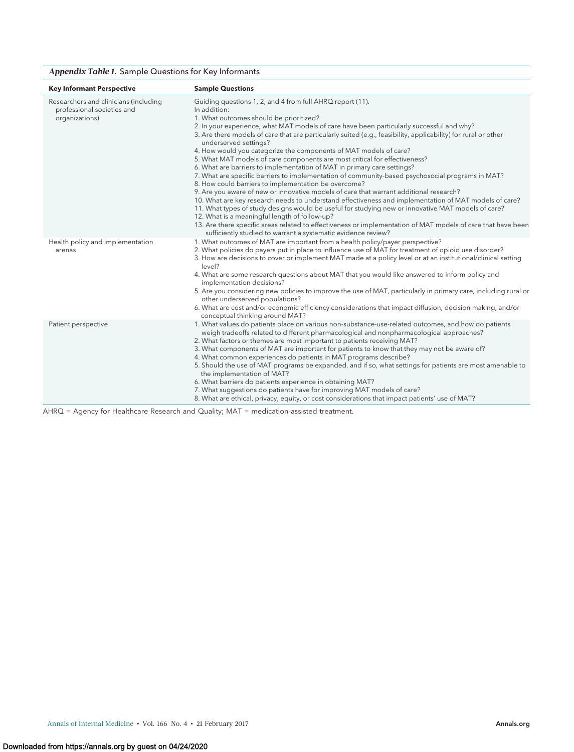***Appendix Table 1.*** Sample Questions for Key Informants

| Key Informant Perspective | Sample Questions |
|---|---|
| Researchers and clinicians (including professional societies and organizations) | Guiding questions 1, 2, and 4 from full AHRQ report (11).<br>In addition:<br>1. What outcomes should be prioritized?<br>2. In your experience, what MAT models of care have been particularly successful and why?<br>3. Are there models of care that are particularly suited (e.g., feasibility, applicability) for rural or other underserved settings?<br>4. How would you categorize the components of MAT models of care?<br>5. What MAT models of care components are most critical for effectiveness?<br>6. What are barriers to implementation of MAT in primary care settings?<br>7. What are specific barriers to implementation of community-based psychosocial programs in MAT?<br>8. How could barriers to implementation be overcome?<br>9. Are you aware of new or innovative models of care that warrant additional research?<br>10. What are key research needs to understand effectiveness and implementation of MAT models of care?<br>11. What types of study designs would be useful for studying new or innovative MAT models of care?<br>12. What is a meaningful length of follow-up?<br>13. Are there specific areas related to effectiveness or implementation of MAT models of care that have been sufficiently studied to warrant a systematic evidence review? |
| Health policy and implementation arenas | 1. What outcomes of MAT are important from a health policy/payer perspective?<br>2. What policies do payers put in place to influence use of MAT for treatment of opioid use disorder?<br>3. How are decisions to cover or implement MAT made at a policy level or at an institutional/clinical setting level?<br>4. What are some research questions about MAT that you would like answered to inform policy and implementation decisions?<br>5. Are you considering new policies to improve the use of MAT, particularly in primary care, including rural or other underserved populations?<br>6. What are cost and/or economic efficiency considerations that impact diffusion, decision making, and/or conceptual thinking around MAT? |
| Patient perspective | 1. What values do patients place on various non-substance-use-related outcomes, and how do patients weigh tradeoffs related to different pharmacological and nonpharmacological approaches?<br>2. What factors or themes are most important to patients receiving MAT?<br>3. What components of MAT are important for patients to know that they may not be aware of?<br>4. What common experiences do patients in MAT programs describe?<br>5. Should the use of MAT programs be expanded, and if so, what settings for patients are most amenable to the implementation of MAT?<br>6. What barriers do patients experience in obtaining MAT?<br>7. What suggestions do patients have for improving MAT models of care?<br>8. What are ethical, privacy, equity, or cost considerations that impact patients' use of MAT? |

AHRQ = Agency for Healthcare Research and Quality; MAT = medication-assisted treatment.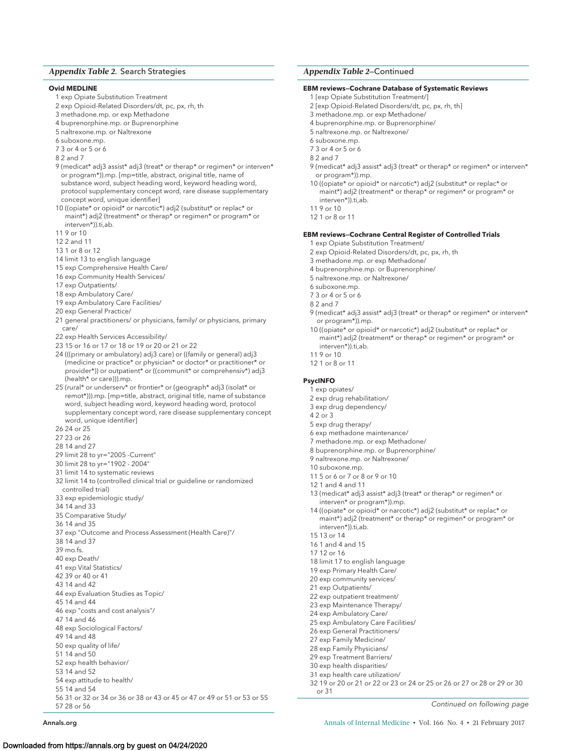### *Appendix Table 2.* Search Strategies

**Ovid MEDLINE**

1 exp Opiate Substitution Treatment
2 exp Opioid-Related Disorders/dt, pc, px, rh, th
3 methadone.mp. or exp Methadone
4 buprenorphine.mp. or Buprenorphine
5 naltrexone.mp. or Naltrexone
6 suboxone.mp.
7 3 or 4 or 5 or 6
8 2 and 7
9 (medicat* adj3 assist* adj3 (treat* or therap* or regimen* or interven* or program*)).mp. [mp=title, abstract, original title, name of substance word, subject heading word, keyword heading word, protocol supplementary concept word, rare disease supplementary concept word, unique identifier]
10 ((opiate* or opioid* or narcotic*) adj2 (substitut* or replac* or maint*) adj2 (treatment* or therap* or regimen* or program* or interven*)).ti,ab.
11 9 or 10
12 2 and 11
13 1 or 8 or 12
14 limit 13 to english language
15 exp Comprehensive Health Care/
16 exp Community Health Services/
17 exp Outpatients/
18 exp Ambulatory Care/
19 exp Ambulatory Care Facilities/
20 exp General Practice/
21 general practitioners/ or physicians, family/ or physicians, primary care/
22 exp Health Services Accessibility/
23 15 or 16 or 17 or 18 or 19 or 20 or 21 or 22
24 (((primary or ambulatory) adj3 care) or ((family or general) adj3 (medicine or practice* or physician* or doctor* or practitioner* or provider*)) or outpatient* or ((communit* or comprehensiv*) adj3 (health* or care))).mp.
25 (rural* or underserv* or frontier* or (geograph* adj3 (isolat* or remot*))).mp. [mp=title, abstract, original title, name of substance word, subject heading word, keyword heading word, protocol supplementary concept word, rare disease supplementary concept word, unique identifier]
26 24 or 25
27 23 or 26
28 14 and 27
29 limit 28 to yr="2005 -Current"
30 limit 28 to yr="1902 - 2004"
31 limit 14 to systematic reviews
32 limit 14 to (controlled clinical trial or guideline or randomized controlled trial)
33 exp epidemiologic study/
34 14 and 33
35 Comparative Study/
36 14 and 35
37 exp "Outcome and Process Assessment (Health Care)"/
38 14 and 37
39 mo.fs.
40 exp Death/
41 exp Vital Statistics/
42 39 or 40 or 41
43 14 and 42
44 exp Evaluation Studies as Topic/
45 14 and 44
46 exp "costs and cost analysis"/
47 14 and 46
48 exp Sociological Factors/
49 14 and 48
50 exp quality of life/
51 14 and 50
52 exp health behavior/
53 14 and 52
54 exp attitude to health/
55 14 and 54
56 31 or 32 or 34 or 36 or 38 or 43 or 45 or 47 or 49 or 51 or 53 or 55
57 28 or 56

### *Appendix Table 2*—Continued

**EBM reviews—Cochrane Database of Systematic Reviews**

1 [exp Opiate Substitution Treatment/]
2 [exp Opioid-Related Disorders/dt, pc, px, rh, th]
3 methadone.mp. or exp Methadone/
4 buprenorphine.mp. or Buprenorphine/
5 naltrexone.mp. or Naltrexone/
6 suboxone.mp.
7 3 or 4 or 5 or 6
8 2 and 7
9 (medicat* adj3 assist* adj3 (treat* or therap* or regimen* or interven* or program*)).mp.
10 ((opiate* or opioid* or narcotic*) adj2 (substitut* or replac* or maint*) adj2 (treatment* or therap* or regimen* or program* or interven*)).ti,ab.
11 9 or 10
12 1 or 8 or 11

**EBM reviews—Cochrane Central Register of Controlled Trials**

1 exp Opiate Substitution Treatment/
2 exp Opioid-Related Disorders/dt, pc, px, rh, th
3 methadone.mp. or exp Methadone/
4 buprenorphine.mp. or Buprenorphine/
5 naltrexone.mp. or Naltrexone/
6 suboxone.mp.
7 3 or 4 or 5 or 6
8 2 and 7
9 (medicat* adj3 assist* adj3 (treat* or therap* or regimen* or interven* or program*)).mp.
10 ((opiate* or opioid* or narcotic*) adj2 (substitut* or replac* or maint*) adj2 (treatment* or therap* or regimen* or program* or interven*)).ti,ab.
11 9 or 10
12 1 or 8 or 11

**PsycINFO**

1 exp opiates/
2 exp drug rehabilitation/
3 exp drug dependency/
4 2 or 3
5 exp drug therapy/
6 exp methadone maintenance/
7 methadone.mp. or exp Methadone/
8 buprenorphine.mp. or Buprenorphine/
9 naltrexone.mp. or Naltrexone/
10 suboxone.mp.
11 5 or 6 or 7 or 8 or 9 or 10
12 1 and 4 and 11
13 (medicat* adj3 assist* adj3 (treat* or therap* or regimen* or interven* or program*)).mp.
14 ((opiate* or opioid* or narcotic*) adj2 (substitut* or replac* or maint*) adj2 (treatment* or therap* or regimen* or program* or interven*)).ti,ab.
15 13 or 14
16 1 and 4 and 15
17 12 or 16
18 limit 17 to english language
19 exp Primary Health Care/
20 exp community services/
21 exp Outpatients/
22 exp outpatient treatment/
23 exp Maintenance Therapy/
24 exp Ambulatory Care/
25 exp Ambulatory Care Facilities/
26 exp General Practitioners/
27 exp Family Medicine/
28 exp Family Physicians/
29 exp Treatment Barriers/
30 exp health disparities/
31 exp health care utilization/
32 19 or 20 or 21 or 22 or 23 or 24 or 25 or 26 or 27 or 28 or 29 or 30 or 31

*Continued on following page*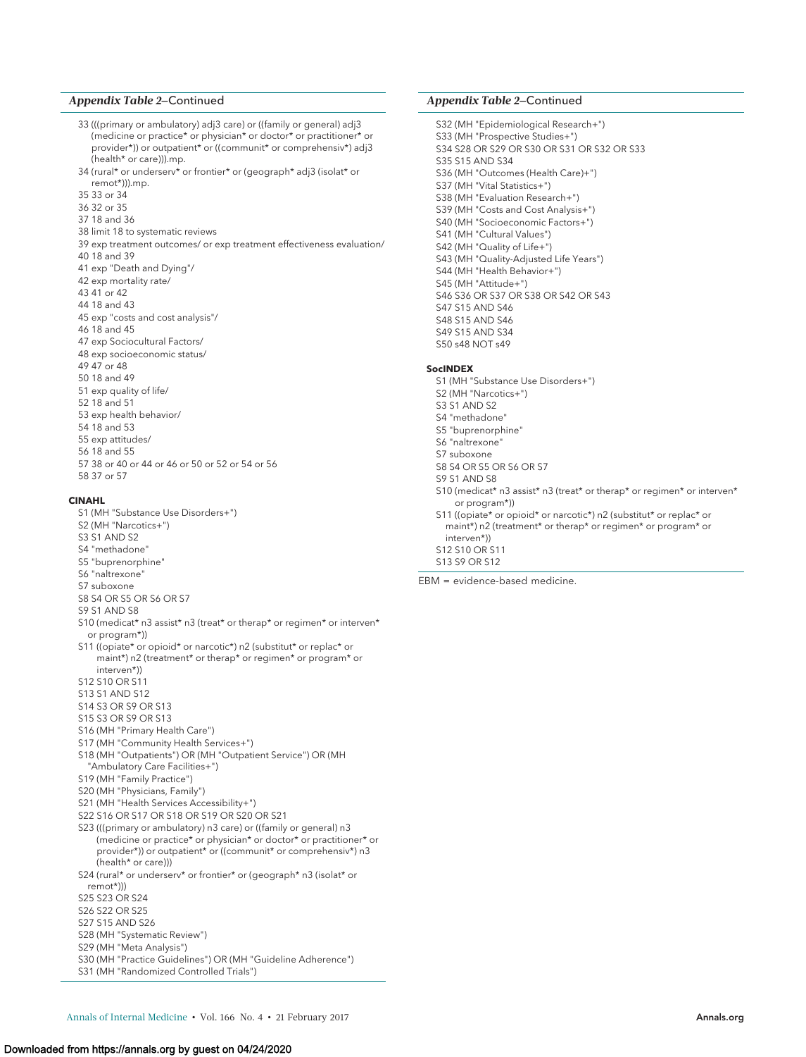*Appendix Table 2*—Continued

33 (((primary or ambulatory) adj3 care) or ((family or general) adj3 (medicine or practice* or physician* or doctor* or practitioner* or provider*)) or outpatient* or ((communit* or comprehensiv*) adj3 (health* or care))).mp.
34 (rural* or underserv* or frontier* or (geograph* adj3 (isolat* or remot*))).mp.
35 33 or 34
36 32 or 35
37 18 and 36
38 limit 18 to systematic reviews
39 exp treatment outcomes/ or exp treatment effectiveness evaluation/
40 18 and 39
41 exp "Death and Dying"/
42 exp mortality rate/
43 41 or 42
44 18 and 43
45 exp "costs and cost analysis"/
46 18 and 45
47 exp Sociocultural Factors/
48 exp socioeconomic status/
49 47 or 48
50 18 and 49
51 exp quality of life/
52 18 and 51
53 exp health behavior/
54 18 and 53
55 exp attitudes/
56 18 and 55
57 38 or 40 or 44 or 50 or 52 or 54 or 56
58 37 or 57

**CINAHL**

S1 (MH "Substance Use Disorders+")
S2 (MH "Narcotics+")
S3 S1 AND S2
S4 "methadone"
S5 "buprenorphine"
S6 "naltrexone"
S7 suboxone
S8 S4 OR S5 OR S6 OR S7
S9 S1 AND S8
S10 (medicat* n3 assist* n3 (treat* or therap* or regimen* or interven* or program*))
S11 ((opiate* or opioid* or narcotic*) n2 (substitut* or replac* or maint*) n2 (treatment* or therap* or regimen* or program* or interven*))
S12 S10 OR S11
S13 S1 AND S12
S14 S3 OR S9 OR S13
S15 S3 OR S9 OR S13
S16 (MH "Primary Health Care")
S17 (MH "Community Health Services+")
S18 (MH "Outpatients") OR (MH "Outpatient Service") OR (MH "Ambulatory Care Facilities+")
S19 (MH "Family Practice")
S20 (MH "Physicians, Family")
S21 (MH "Health Services Accessibility+")
S22 S16 OR S17 OR S18 OR S19 OR S20 OR S21
S23 (((primary or ambulatory) n3 care) or ((family or general) n3 (medicine or practice* or physician* or doctor* or practitioner* or provider*)) or outpatient* or ((communit* or comprehensiv*) n3 (health* or care)))
S24 (rural* or underserv* or frontier* or (geograph* n3 (isolat* or remot*)))
S25 S23 OR S24
S26 S22 OR S25
S27 S15 AND S26
S28 (MH "Systematic Review")
S29 (MH "Meta Analysis")
S30 (MH "Practice Guidelines") OR (MH "Guideline Adherence")
S31 (MH "Randomized Controlled Trials")
S32 (MH "Epidemiological Research+")
S33 (MH "Prospective Studies+")
S34 S28 OR S29 OR S30 OR S31 OR S32 OR S33
S35 S15 AND S34
S36 (MH "Outcomes (Health Care)+")
S37 (MH "Vital Statistics+")
S38 (MH "Evaluation Research+")
S39 (MH "Costs and Cost Analysis+")
S40 (MH "Socioeconomic Factors+")
S41 (MH "Cultural Values")
S42 (MH "Quality of Life+")
S43 (MH "Quality-Adjusted Life Years")
S44 (MH "Health Behavior+")
S45 (MH "Attitude+")
S46 S36 OR S37 OR S38 OR S42 OR S43
S47 S15 AND S46
S48 S15 AND S46
S49 S15 AND S34
S50 s48 NOT s49

**SocINDEX**

S1 (MH "Substance Use Disorders+")
S2 (MH "Narcotics+")
S3 S1 AND S2
S4 "methadone"
S5 "buprenorphine"
S6 "naltrexone"
S7 suboxone
S8 S4 OR S5 OR S6 OR S7
S9 S1 AND S8
S10 (medicat* n3 assist* n3 (treat* or therap* or regimen* or interven* or program*))
S11 ((opiate* or opioid* or narcotic*) n2 (substitut* or replac* or maint*) n2 (treatment* or therap* or regimen* or program* or interven*))
S12 S10 OR S11
S13 S9 OR S12

EBM = evidence-based medicine.